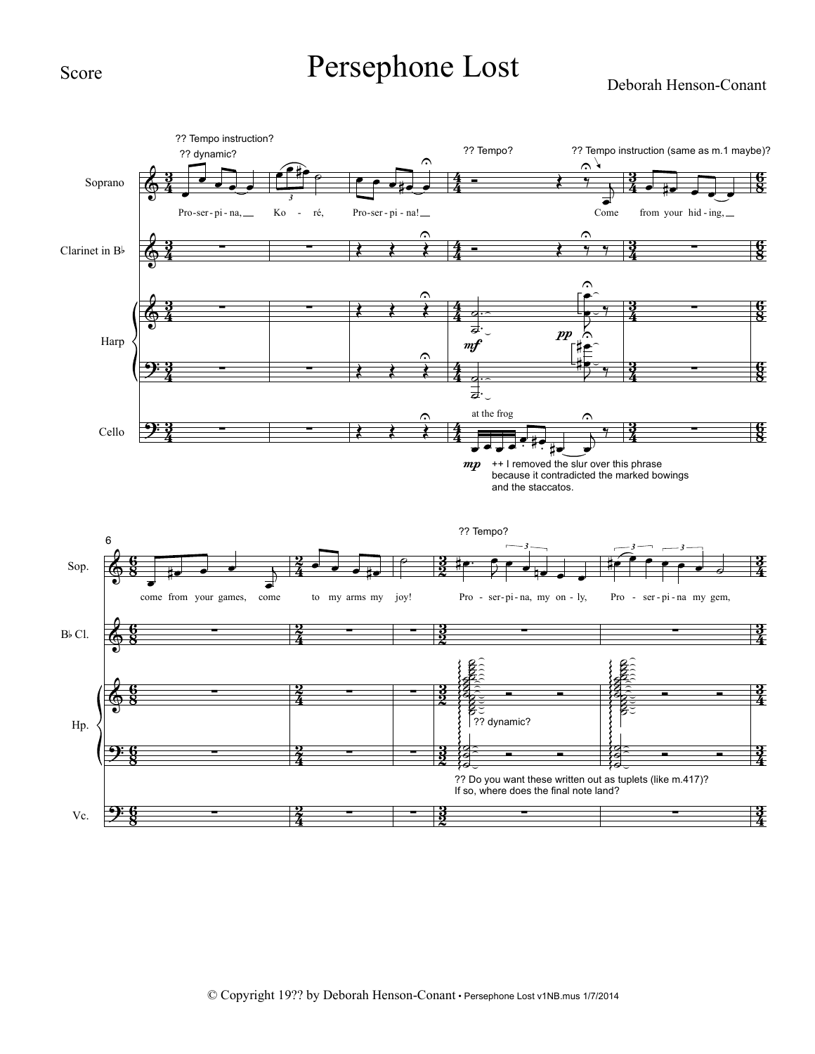Score

# Persephone Lost

Deborah Henson-Conant

?? Tempo instruction?

?? dynamic?

Pro-ser-pi-na, Ko - ré, Pro-ser-pi-na!

?? Tempo?

?? Tempo instruction (same as m.1 maybe)?

Come from your hid-ing,

Soprano

Clarinet in B♭

Harp

Cello

*mf*

*pp*

at the frog

*mp*

++ I removed the slur over this phrase because it contradicted the marked bowings and the staccatos.

come from your games, come to my arms my joy!

?? Tempo?

Pro - ser-pi-na, my on - ly, Pro - ser-pi-na my gem,

Sop.

B♭ Cl.

Hp.

Vc.

?? dynamic?

?? Do you want these written out as tuplets (like m.417)? If so, where does the final note land?

© Copyright 19?? by Deborah Henson-Conant • Persephone Lost v1NB.mus 1/7/2014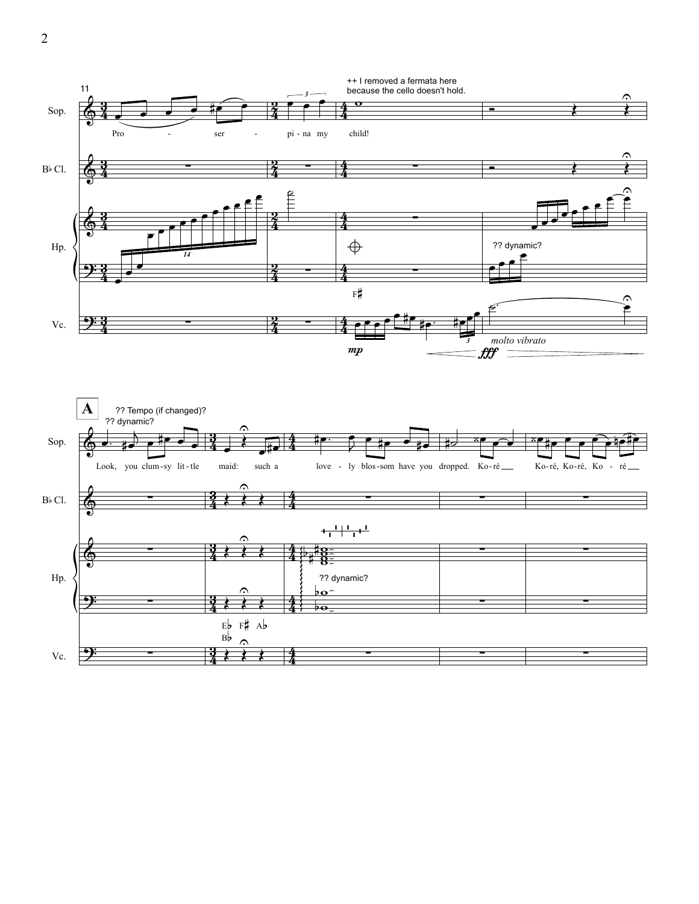11

++ I removed a fermata here because the cello doesn't hold.

Sop.: Pro - ser - pi - na my child!

B♭ Cl.

Hp.: 14 — ?? dynamic?

F♯

Vc.: *mp* — *fff* — *molto vibrato*

**A**

?? Tempo (if changed)?
?? dynamic?

Sop.: Look, you clum-sy lit-tle maid: such a love - ly blos-som have you dropped. Ko-ré Ko-ré, Ko-ré, Ko - ré

B♭ Cl.

Hp.: ?? dynamic?

E♭ F♯ A♭
B♭

Vc.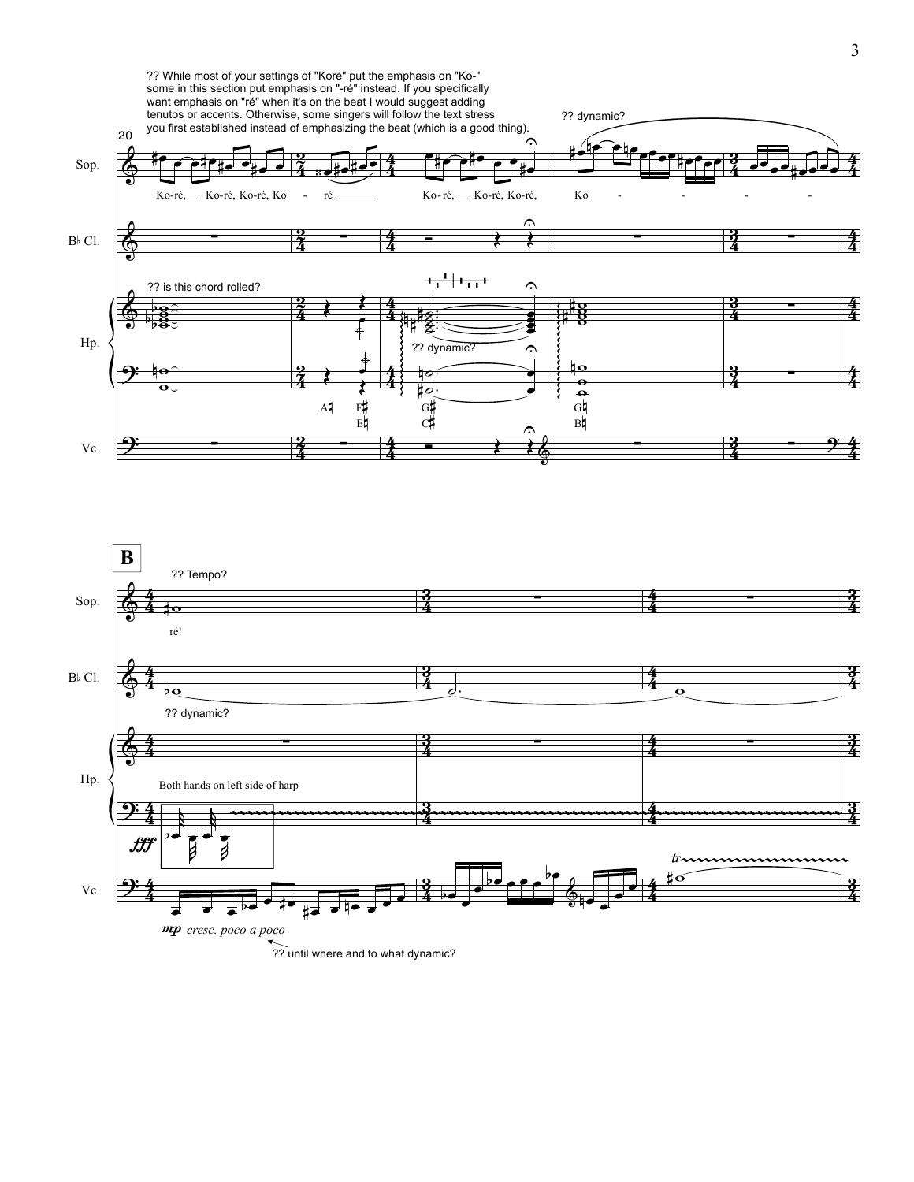?? While most of your settings of "Koré" put the emphasis on "Ko-" some in this section put emphasis on "-ré" instead. If you specifically want emphasis on "ré" when it's on the beat I would suggest adding tenutos or accents. Otherwise, some singers will follow the text stress you first established instead of emphasizing the beat (which is a good thing).

?? dynamic?

Ko-ré, Ko-ré, Ko-ré, Ko - ré

Ko-ré, Ko-ré, Ko-ré, Ko - - - - -

?? is this chord rolled?

?? dynamic?

A♮ F♯ E♮ G♯ C♯ G♮ B♮

**B**

?? Tempo?

ré!

?? dynamic?

Both hands on left side of harp

*fff*

*mp cresc. poco a poco*

?? until where and to what dynamic?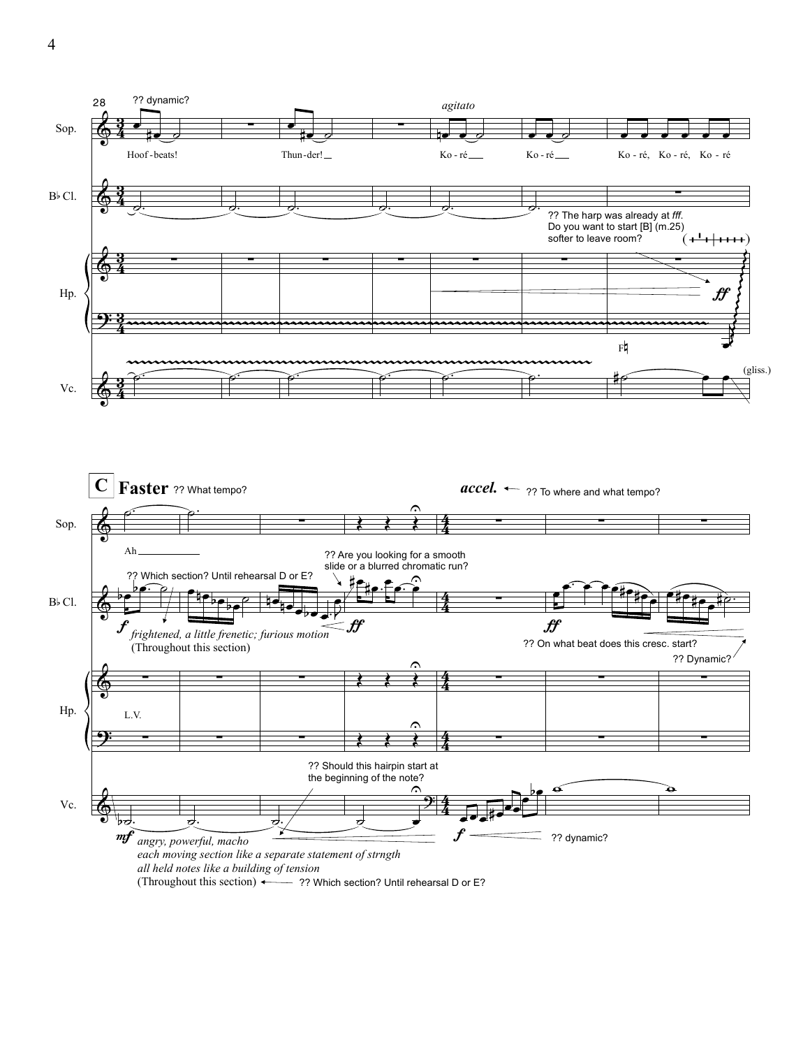28

?? dynamic?

*agitato*

Sop.

Hoof-beats! Thun-der! Ko-ré Ko-ré Ko-ré, Ko-ré, Ko-ré

B♭ Cl.

?? The harp was already at *fff*. Do you want to start [B] (m.25) softer to leave room?

Hp.

*ff*

F♮

Vc.

(gliss.)

**C** **Faster** ?? What tempo?

***accel.*** ← ?? To where and what tempo?

Sop.

Ah

B♭ Cl.

?? Which section? Until rehearsal D or E?

?? Are you looking for a smooth slide or a blurred chromatic run?

*f* *frightened, a little frenetic; furious motion*
(Throughout this section)

*ff*

*ff*

?? On what beat does this cresc. start?

?? Dynamic?

Hp.

L.V.

?? Should this hairpin start at the beginning of the note?

Vc.

*mf* *angry, powerful, macho*
*each moving section like a separate statement of strngth*
*all held notes like a building of tension*
(Throughout this section) ← ?? Which section? Until rehearsal D or E?

*f*

?? dynamic?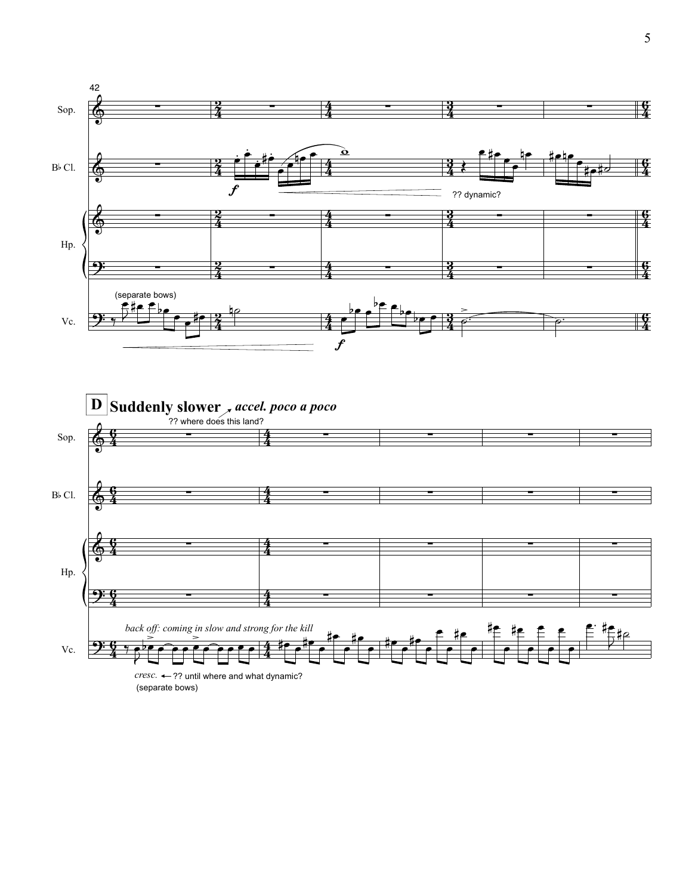42

Sop.

B♭ Cl.

Hp.

Vc.

(separate bows)

?? dynamic?

**D** **Suddenly slower** ↗ ***accel. poco a poco***

?? where does this land?

Sop.

B♭ Cl.

Hp.

Vc.

*back off: coming in slow and strong for the kill*

*cresc.* ← ?? until where and what dynamic?

(separate bows)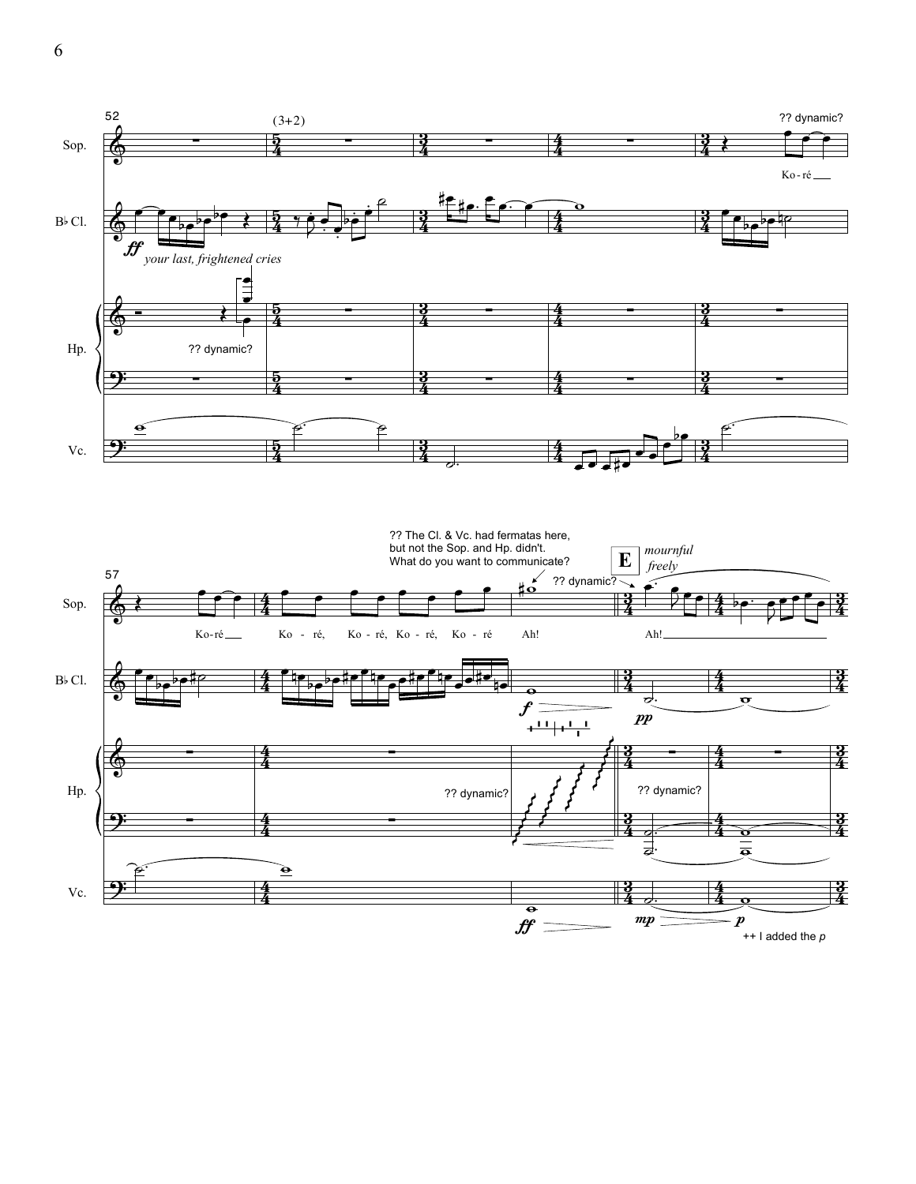52

(3+2)

?? dynamic?

Sop.

Ko - ré

B♭ Cl.

*ff* *your last, frightened cries*

Hp.

?? dynamic?

Vc.

57

?? The Cl. & Vc. had fermatas here, but not the Sop. and Hp. didn't. What do you want to communicate?

**E** *mournful freely*

?? dynamic?

Sop.

Ko-ré Ko - ré, Ko - ré, Ko - ré, Ko - ré Ah! Ah!

B♭ Cl.

*f* *pp*

Hp.

?? dynamic? ?? dynamic?

Vc.

*ff* *mp* *p*

++ I added the *p*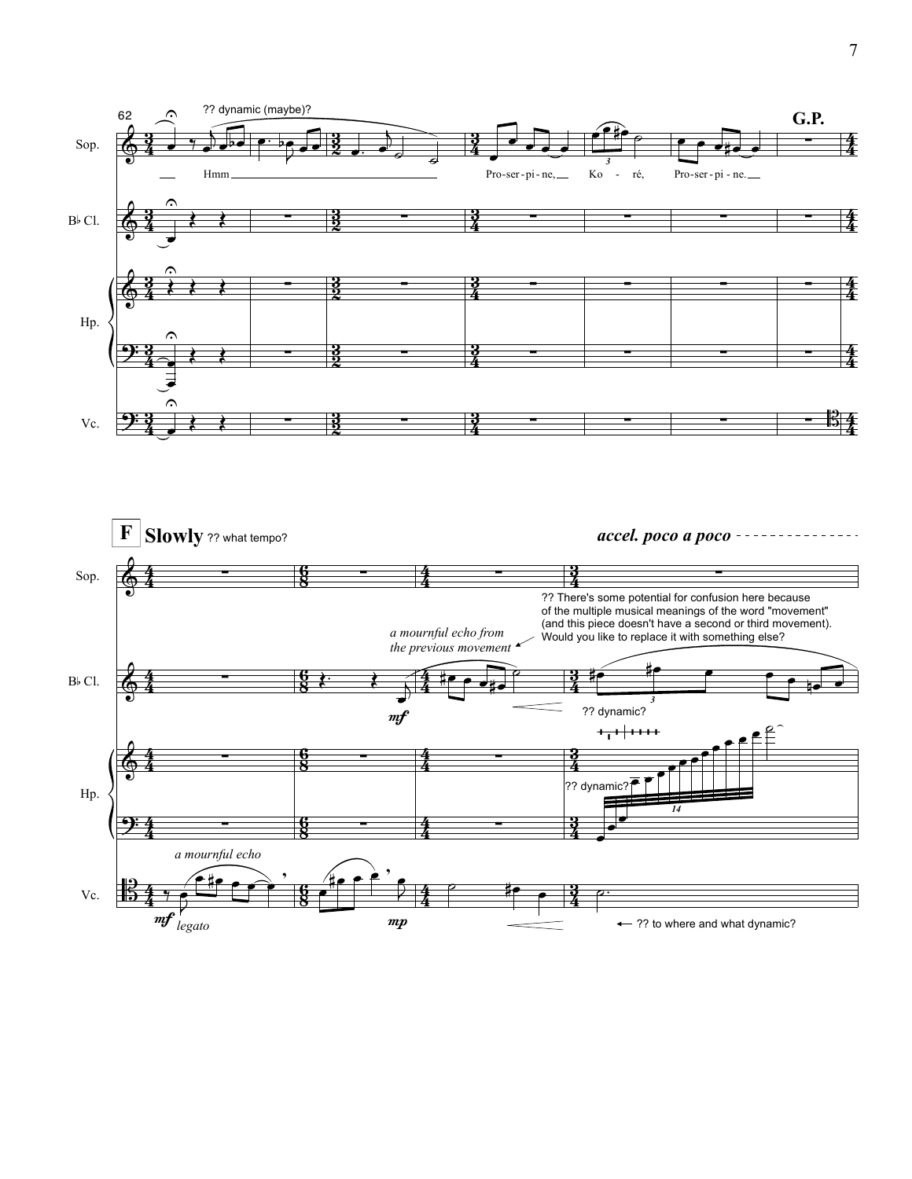G.P.

Pro-ser-pi-ne, Ko - ré, Pro-ser-pi-ne.

?? dynamic (maybe)?

**F** **Slowly** ?? what tempo?

*accel. poco a poco*

*a mournful echo from the previous movement*

?? There's some potential for confusion here because of the multiple musical meanings of the word "movement" (and this piece doesn't have a second or third movement). Would you like to replace it with something else?

?? dynamic?

?? dynamic?

*a mournful echo*

*legato*

← ?? to where and what dynamic?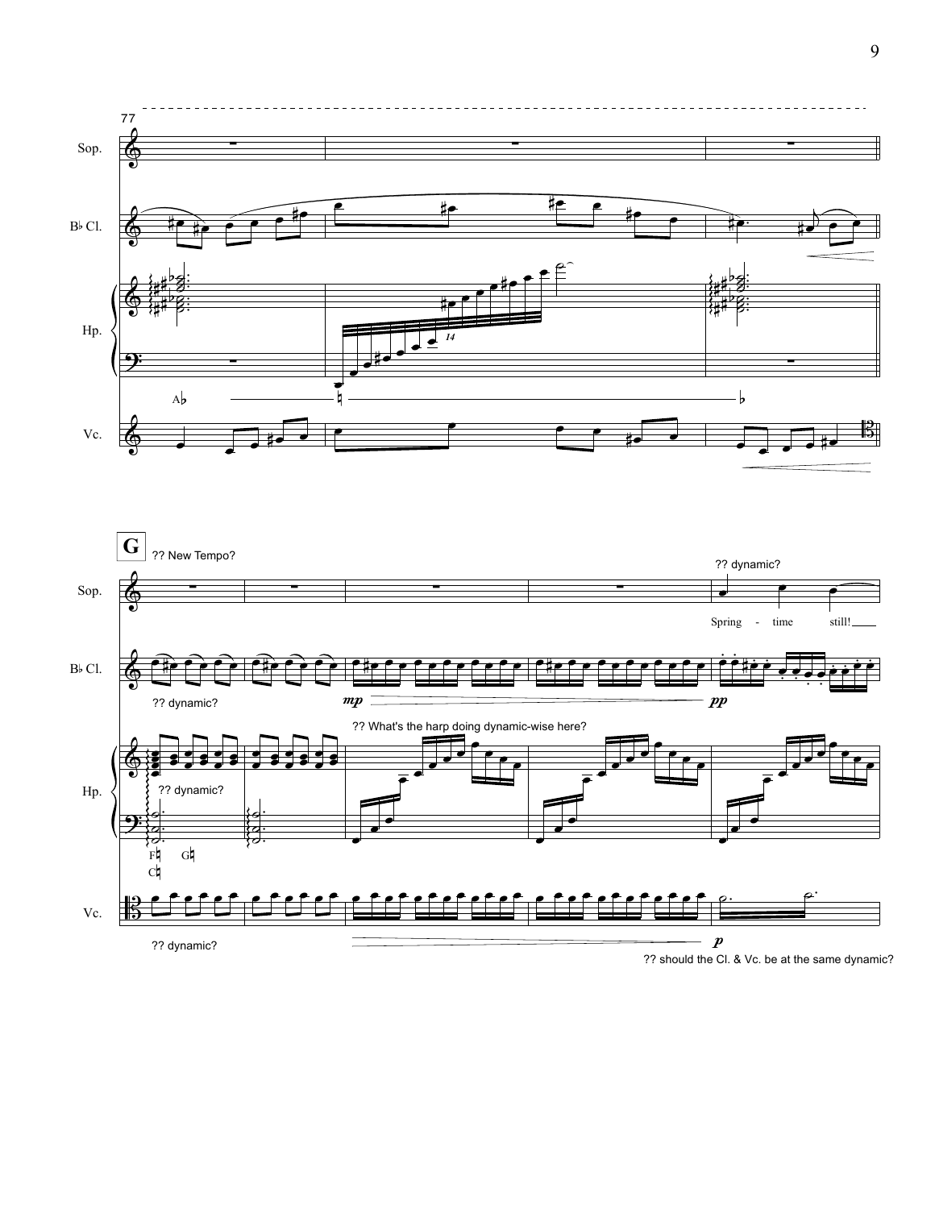77

Sop.

B♭ Cl.

Hp.

A♭ ♮ ♭

Vc.

**G**

?? New Tempo?

?? dynamic?

Spring - time still!

?? dynamic?

*mp* *pp*

?? What's the harp doing dynamic-wise here?

?? dynamic?

F♮ G♮
C♮

?? dynamic?

*p*

?? should the Cl. & Vc. be at the same dynamic?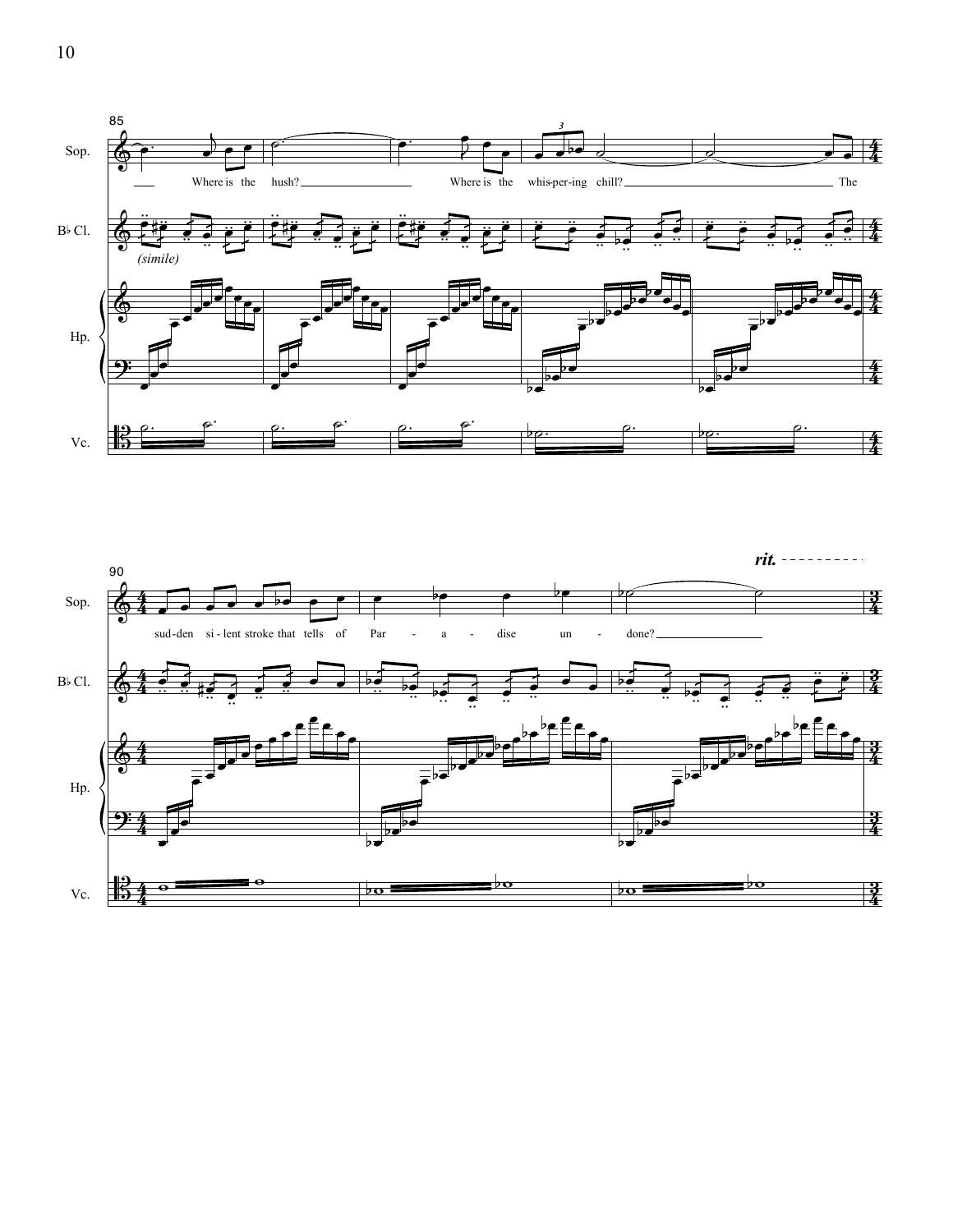85

Sop. — Where is the hush? Where is the whis-per-ing chill? The

B♭ Cl. *(simile)*

Hp.

Vc.

90

*rit.*

Sop. — sud-den si-lent stroke that tells of Par - a - dise un - done?

B♭ Cl.

Hp.

Vc.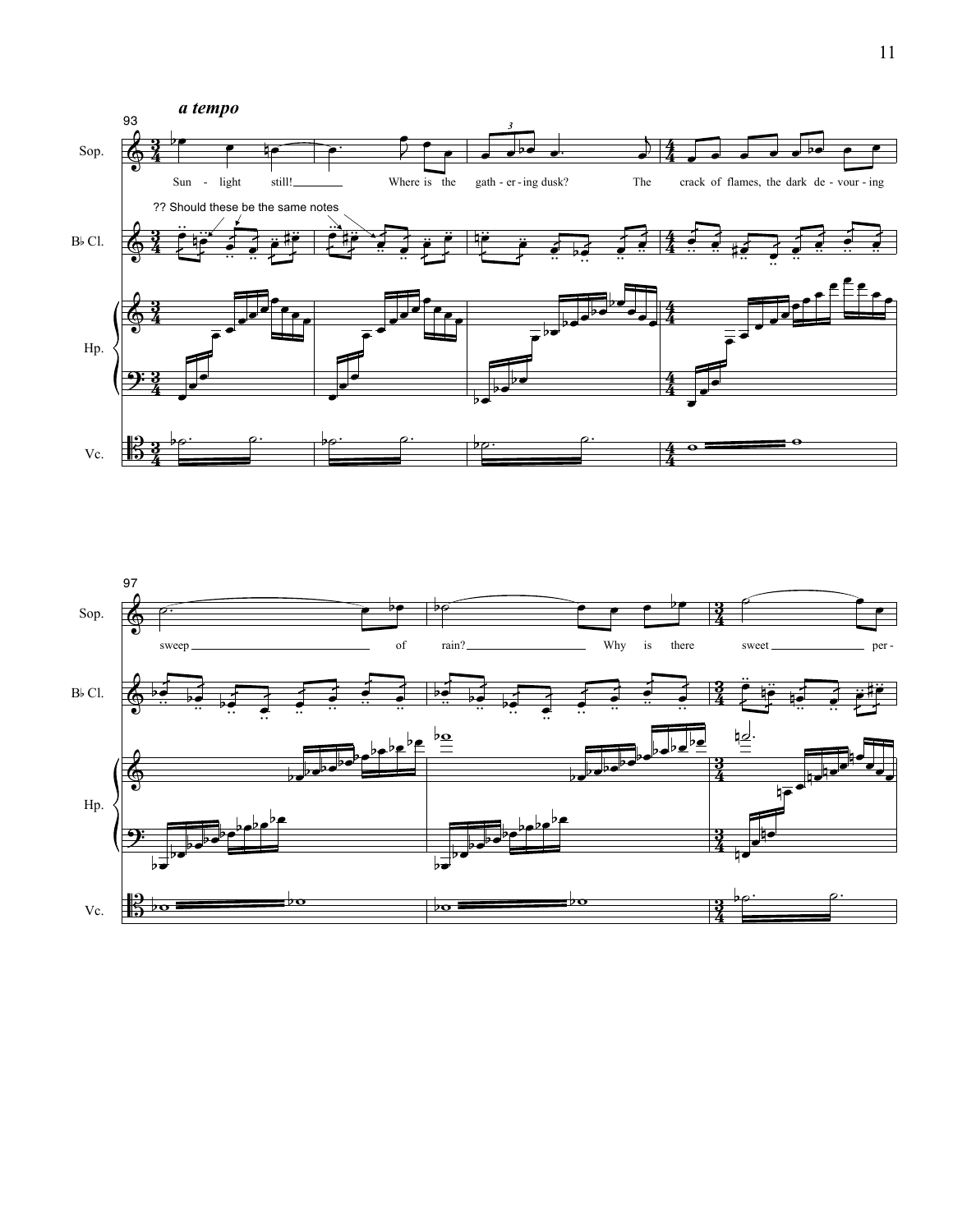*a tempo*

93

Sop.

Sun - light still! Where is the gath - er - ing dusk? The crack of flames, the dark de - vour - ing

?? Should these be the same notes

B♭ Cl.

Hp.

Vc.

97

Sop.

sweep of rain? Why is there sweet per -

B♭ Cl.

Hp.

Vc.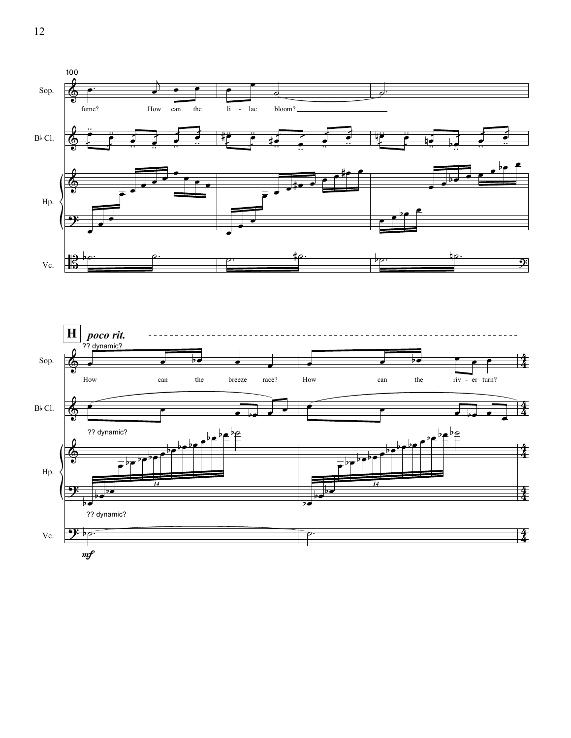100

Sop.

fume? How can the li - lac bloom?

B♭ Cl.

Hp.

Vc.

**H** ***poco rit.***

?? dynamic?

Sop.

How can the breeze race? How can the riv - er turn?

B♭ Cl.

?? dynamic?

Hp.

14

14

?? dynamic?

Vc.

*mf*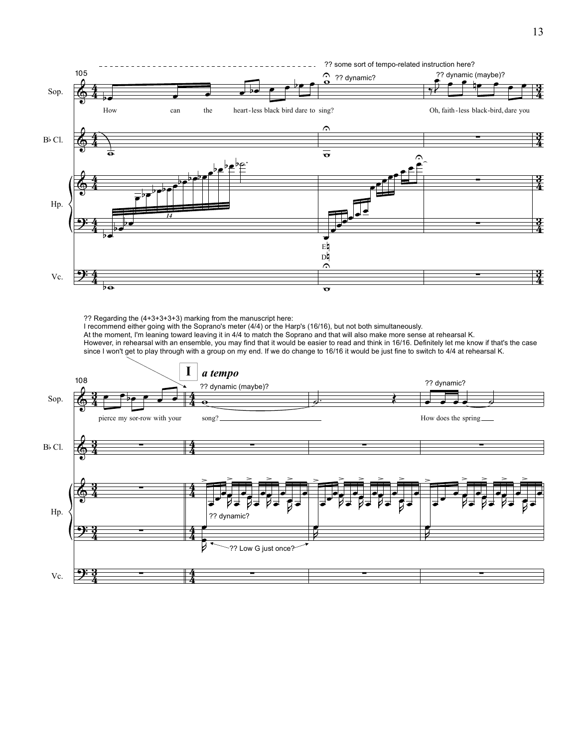?? some sort of tempo-related instruction here?

105

?? dynamic?

?? dynamic (maybe)?

How can the heart-less black bird dare to sing?

Oh, faith-less black-bird, dare you

E♮
D♮

?? Regarding the (4+3+3+3+3) marking from the manuscript here:
I recommend either going with the Soprano's meter (4/4) or the Harp's (16/16), but not both simultaneously.
At the moment, I'm leaning toward leaving it in 4/4 to match the Soprano and that will also make more sense at rehearsal K.
However, in rehearsal with an ensemble, you may find that it would be easier to read and think in 16/16. Definitely let me know if that's the case since I won't get to play through with a group on my end. If we do change to 16/16 it would be just fine to switch to 4/4 at rehearsal K.

**I** *a tempo*

108

?? dynamic (maybe)?

?? dynamic?

pierce my sor-row with your song?

How does the spring

?? dynamic?

?? Low G just once?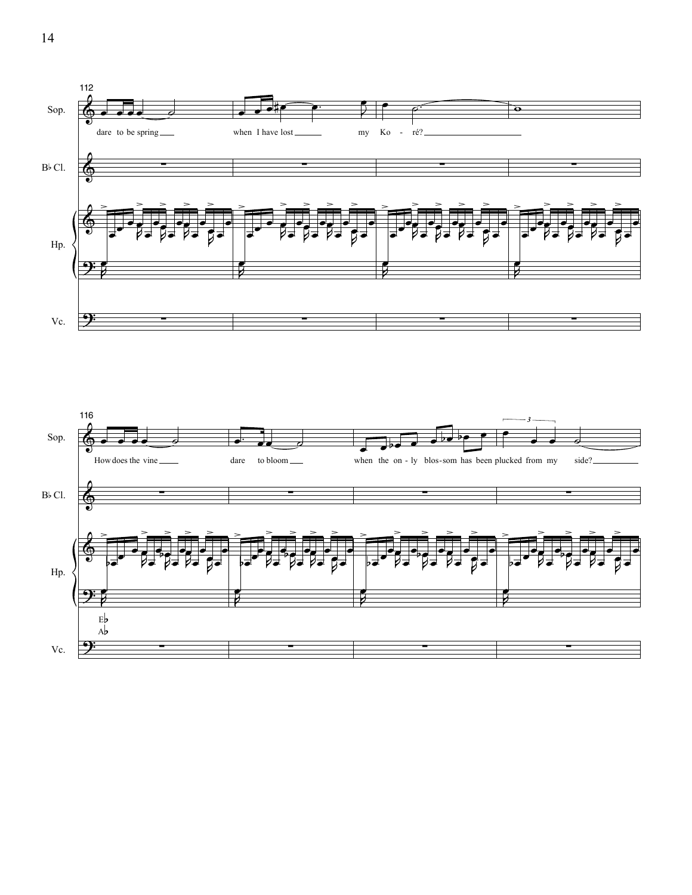112

Sop.: dare to be spring when I have lost my Ko - ré?

B♭ Cl.

Hp.

Vc.

116

Sop.: How does the vine dare to bloom when the on - ly blos-som has been plucked from my side?

B♭ Cl.

Hp.

E♭
A♭

Vc.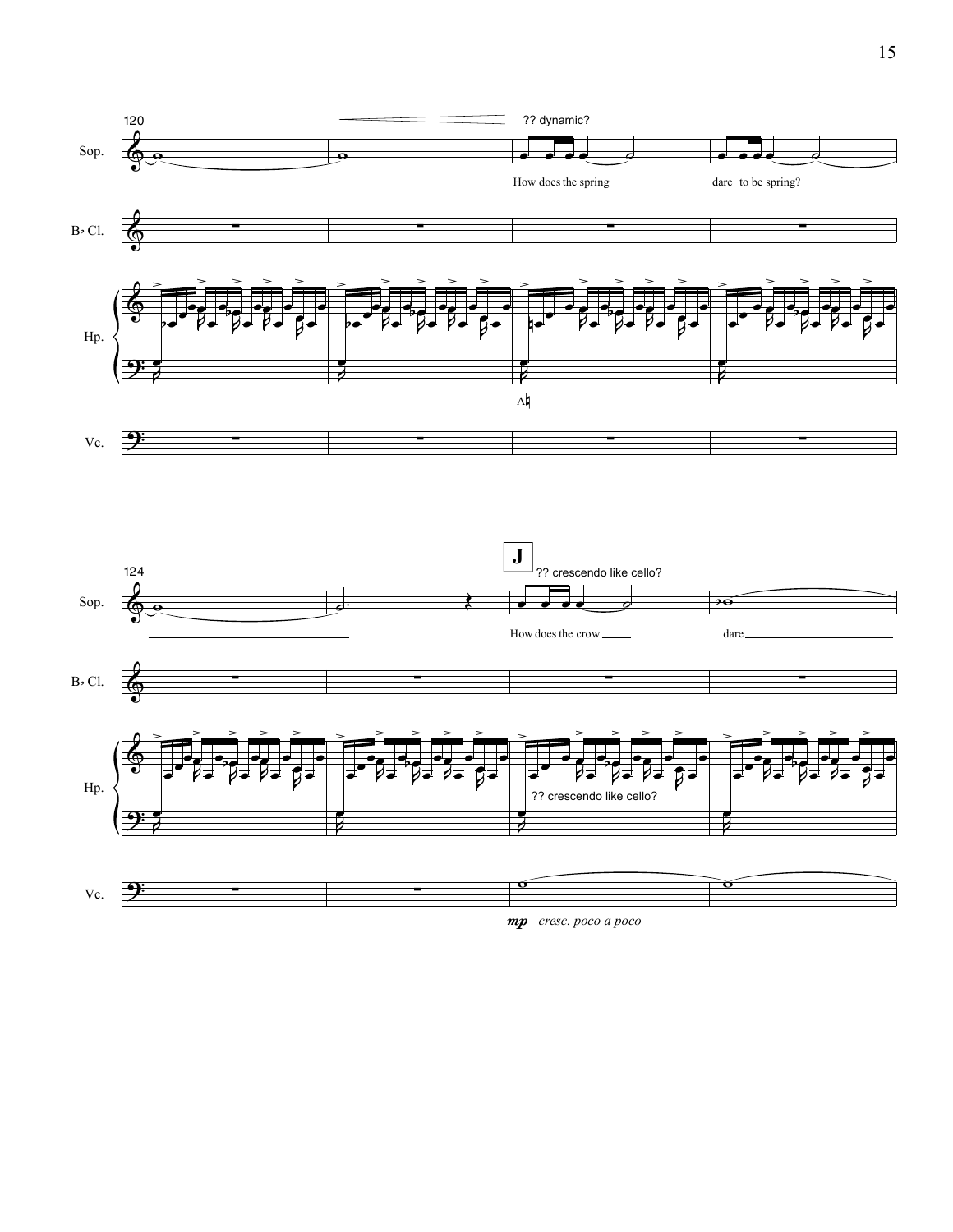120

?? dynamic?

Sop.

How does the spring dare to be spring?

B♭ Cl.

Hp.

A♮

Vc.

124

**J**

?? crescendo like cello?

Sop.

How does the crow dare

B♭ Cl.

Hp.

?? crescendo like cello?

Vc.

*mp* *cresc. poco a poco*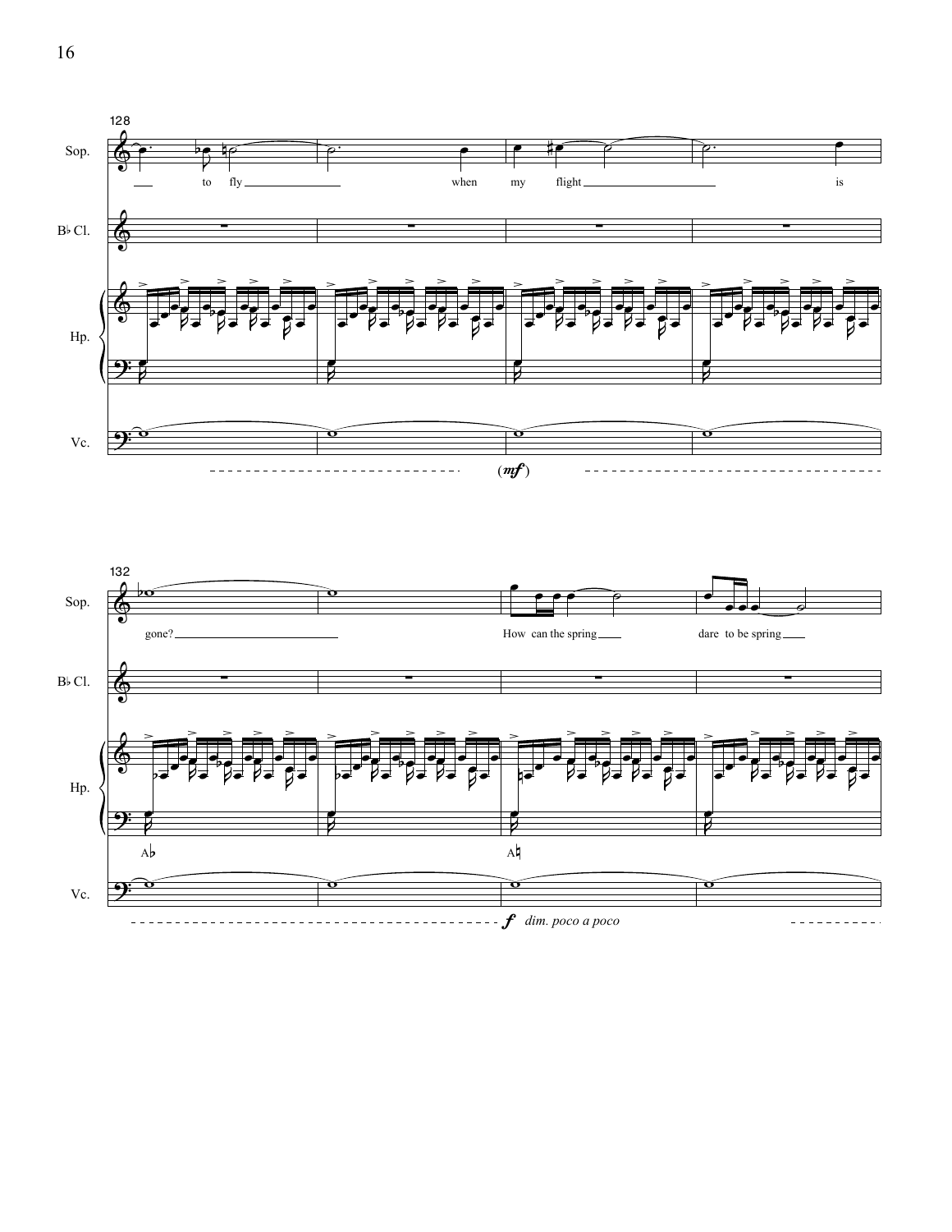128

Sop.: to fly when my flight is

B♭ Cl.

Hp.

Vc.

(*mf*)

132

Sop.: gone? How can the spring dare to be spring

B♭ Cl.

Hp.: A♭ A♮

Vc.

*f* *dim. poco a poco*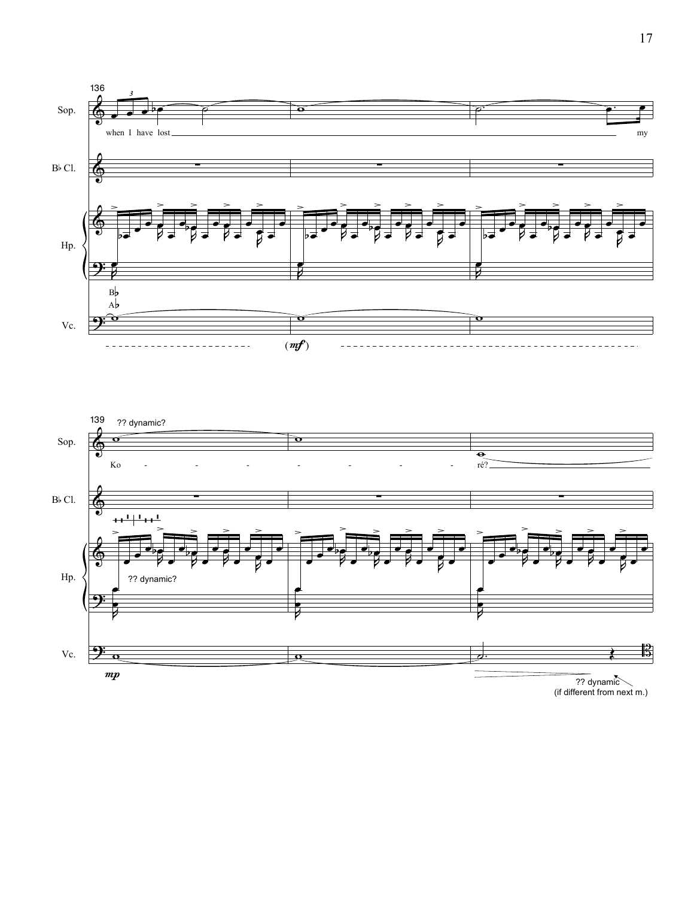136

Sop.

when I have lost my

B♭ Cl.

Hp.

B♭
A♭

Vc.

(*mf*)

139 ?? dynamic?

Sop.

Ko - - - - - - - - ré?

B♭ Cl.

Hp.

?? dynamic?

Vc.

*mp*

?? dynamic
(if different from next m.)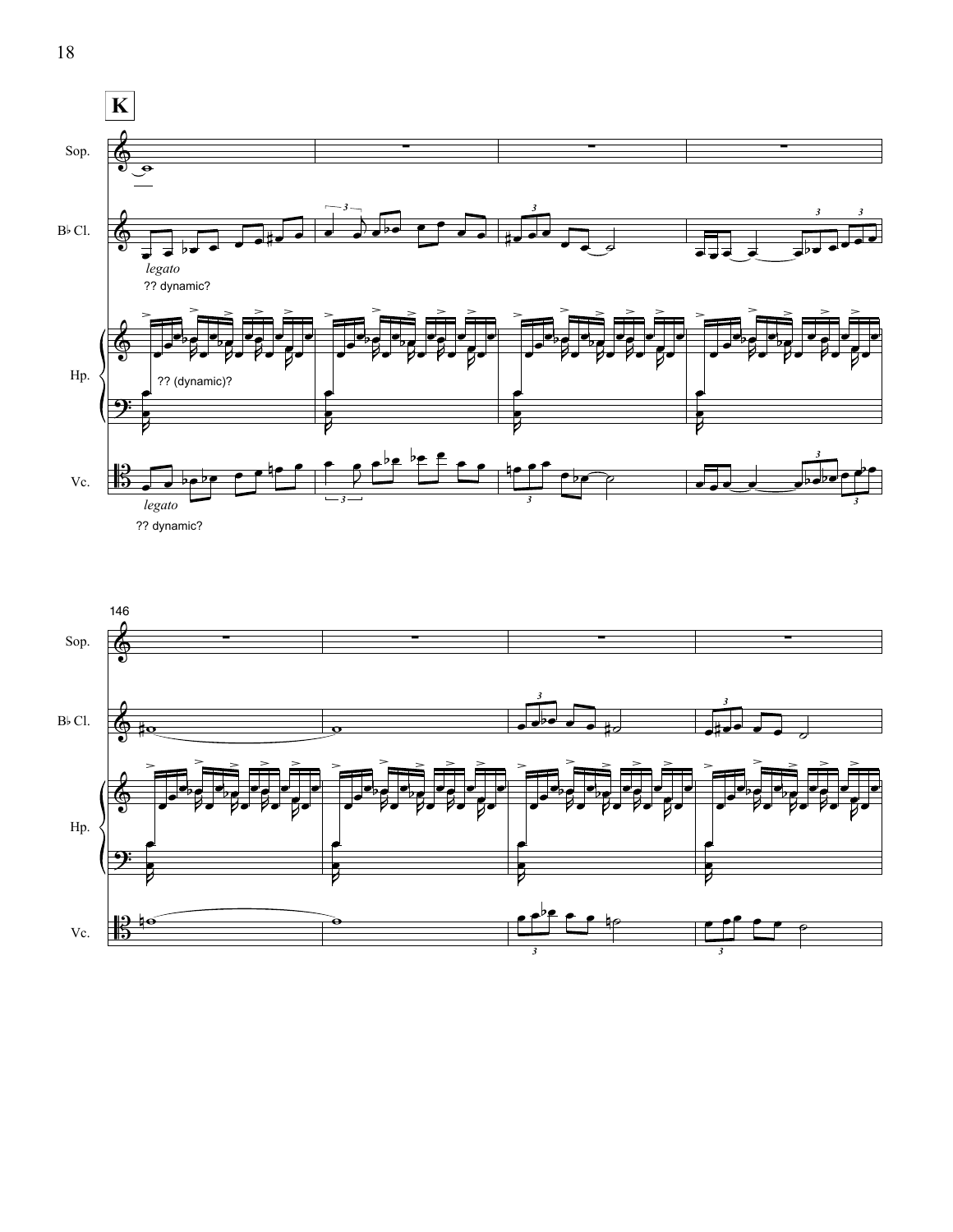**K**

Sop.

B♭ Cl.

*legato*

?? dynamic?

Hp.

?? (dynamic)?

Vc.

*legato*

?? dynamic?

146

Sop.

B♭ Cl.

Hp.

Vc.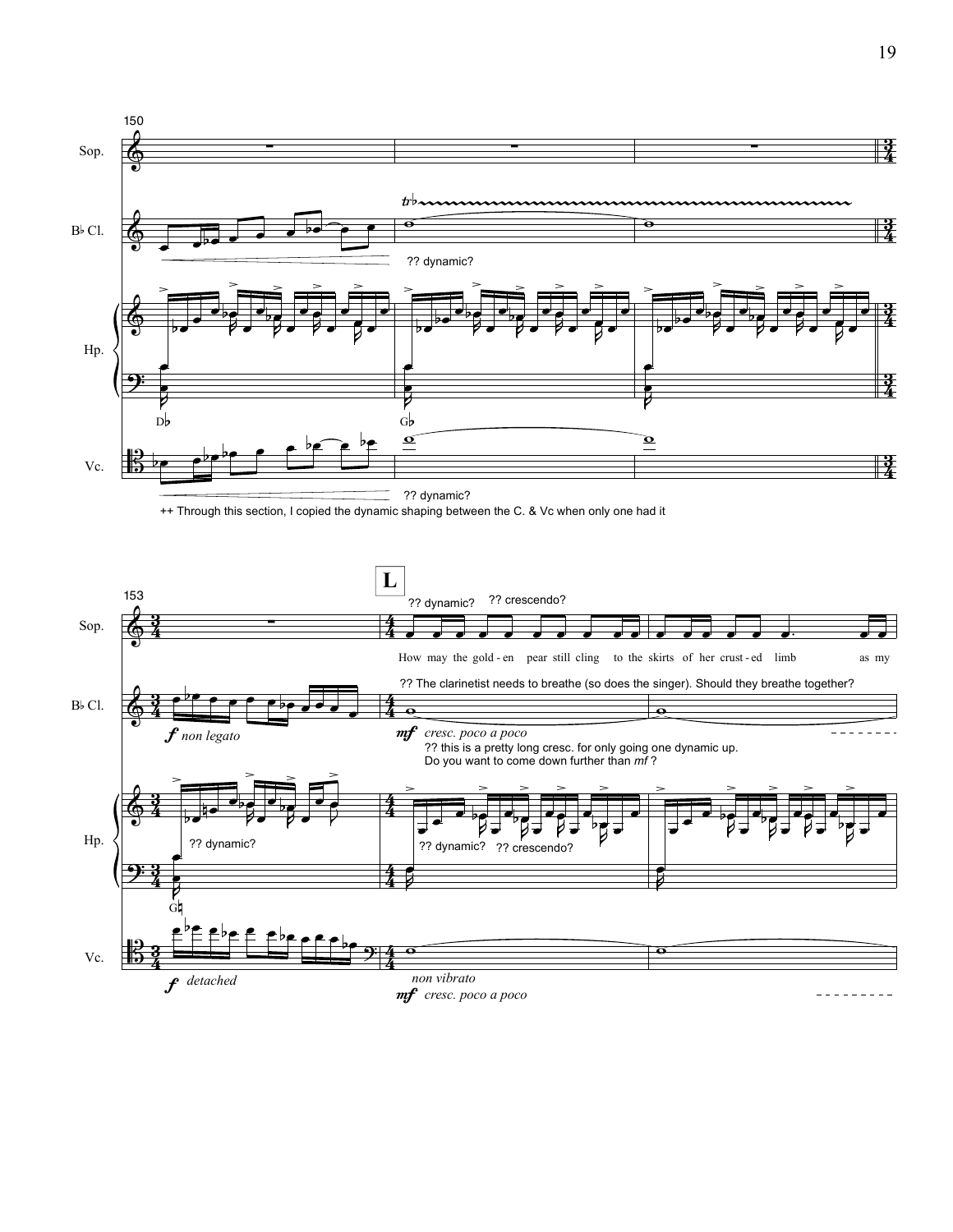150

Sop.

B♭ Cl.

?? dynamic?

Hp.

D♭

G♭

Vc.

?? dynamic?

++ Through this section, I copied the dynamic shaping between the C. & Vc when only one had it

**L**

153

?? dynamic? ?? crescendo?

How may the gold - en pear still cling to the skirts of her crust - ed limb as my

?? The clarinetist needs to breathe (so does the singer). Should they breathe together?

*f* *non legato*

*mf* *cresc. poco a poco*

?? this is a pretty long cresc. for only going one dynamic up.
Do you want to come down further than *mf* ?

?? dynamic?

?? dynamic? ?? crescendo?

G♮

*f* *detached*

*non vibrato*

*mf* *cresc. poco a poco*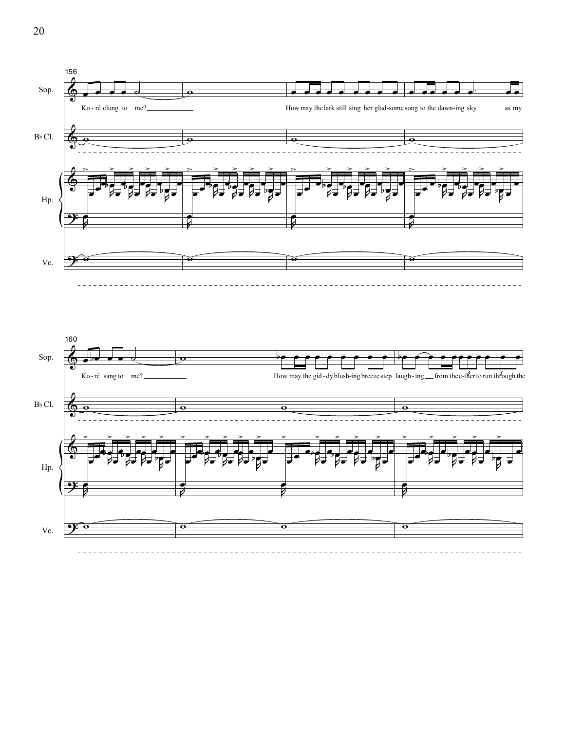156

Sop.

Ko - ré clung to me? How may the lark still sing her glad-some song to the dawn-ing sky as my

B♭ Cl.

Hp.

Vc.

160

Sop.

Ko - ré sang to me? How may the gid - dy blush-ing breeze step laugh - ing from the e-ther to run through the

B♭ Cl.

Hp.

Vc.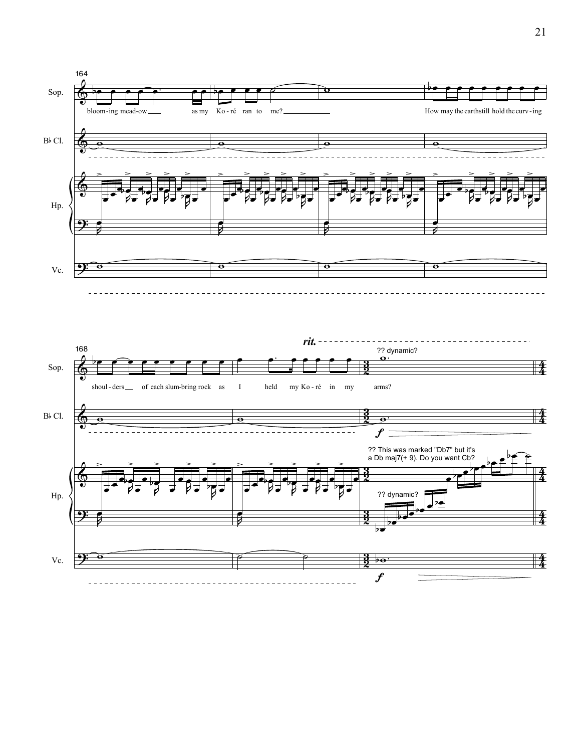164

Sop. — bloom-ing mead-ow as my Ko-ré ran to me? How may the earth still hold the curv-ing

B♭ Cl.

Hp.

Vc.

168

*rit.*

?? dynamic?

Sop. — shoul-ders of each slum-bring rock as I held my Ko-ré in my arms?

B♭ Cl. — *f*

?? This was marked "Db7" but it's a Db maj7(+ 9). Do you want Cb?

?? dynamic?

Hp.

Vc. — *f*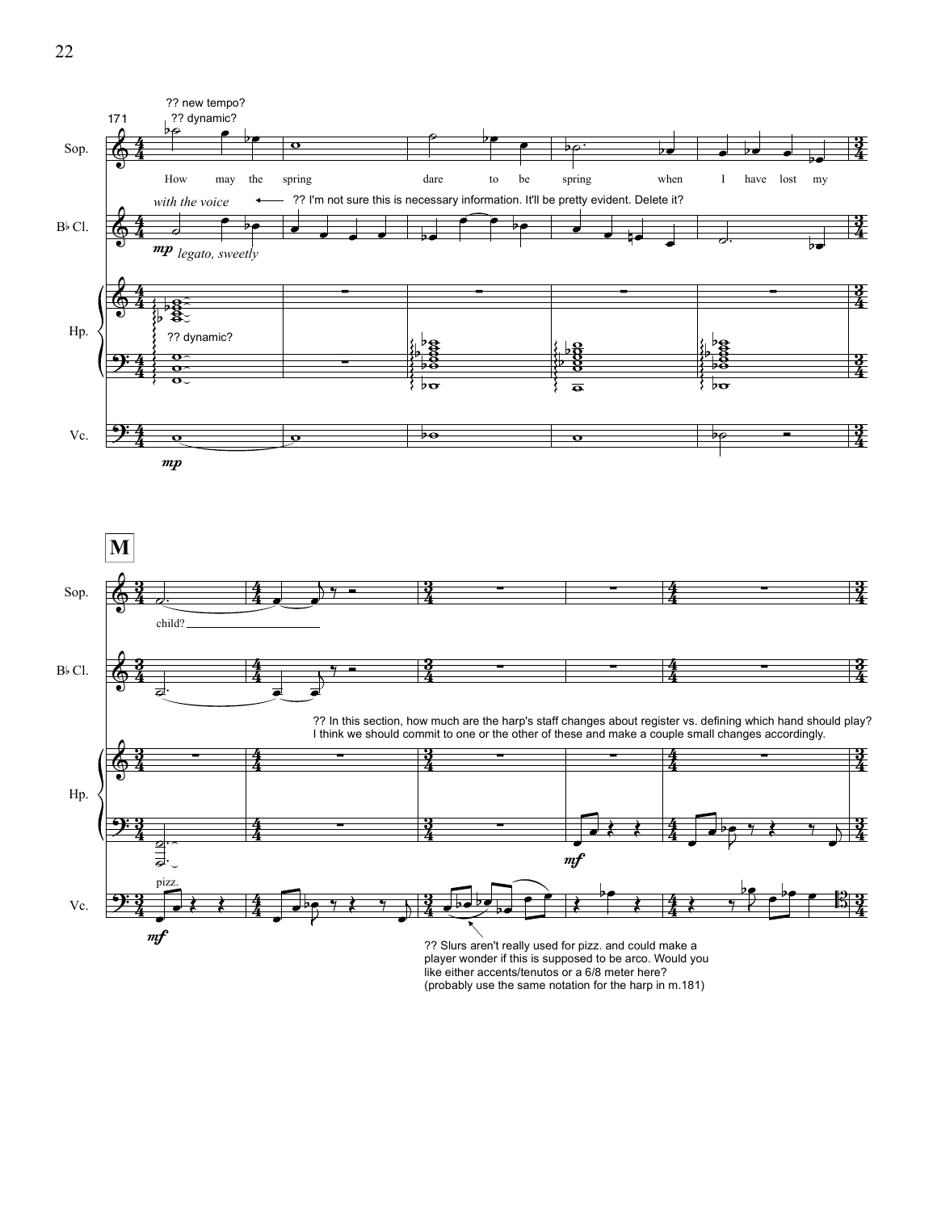171

?? new tempo?

?? dynamic?

Sop.

How may the spring dare to be spring when I have lost my

*with the voice* ← ?? I'm not sure this is necessary information. It'll be pretty evident. Delete it?

B♭ Cl.

*mp legato, sweetly*

Hp.

?? dynamic?

Vc.

*mp*

**M**

Sop.

child?

B♭ Cl.

?? In this section, how much are the harp's staff changes about register vs. defining which hand should play? I think we should commit to one or the other of these and make a couple small changes accordingly.

Hp.

*mf*

Vc.

pizz.

*mf*

?? Slurs aren't really used for pizz. and could make a player wonder if this is supposed to be arco. Would you like either accents/tenutos or a 6/8 meter here? (probably use the same notation for the harp in m.181)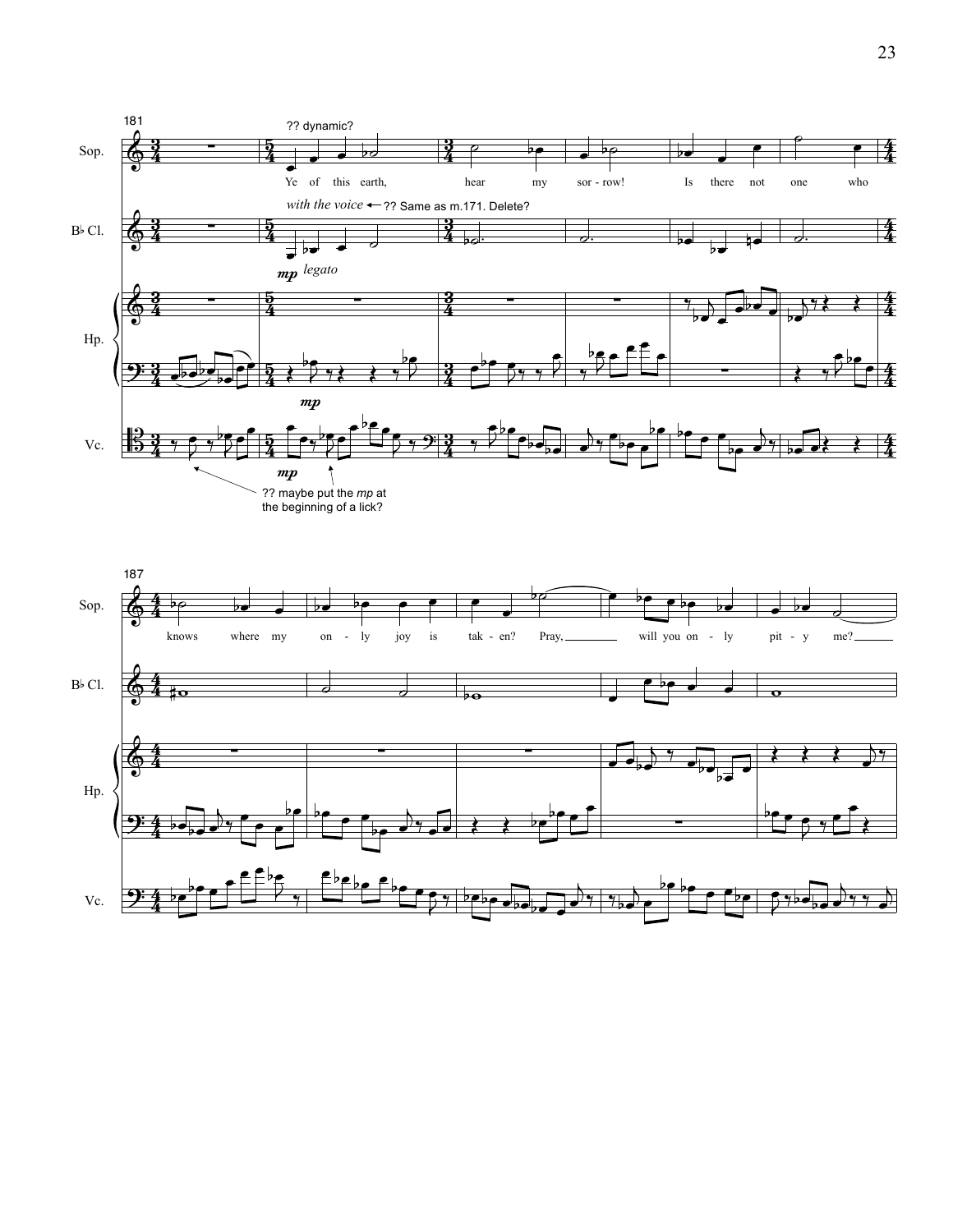181

?? dynamic?

Sop. Ye of this earth, hear my sor - row! Is there not one who

*with the voice* ← ?? Same as m.171. Delete?

B♭ Cl. *mp legato*

Hp. *mp*

Vc. *mp*

?? maybe put the *mp* at the beginning of a lick?

187

Sop. knows where my on - ly joy is tak - en? Pray, will you on - ly pit - y me?

B♭ Cl.

Hp.

Vc.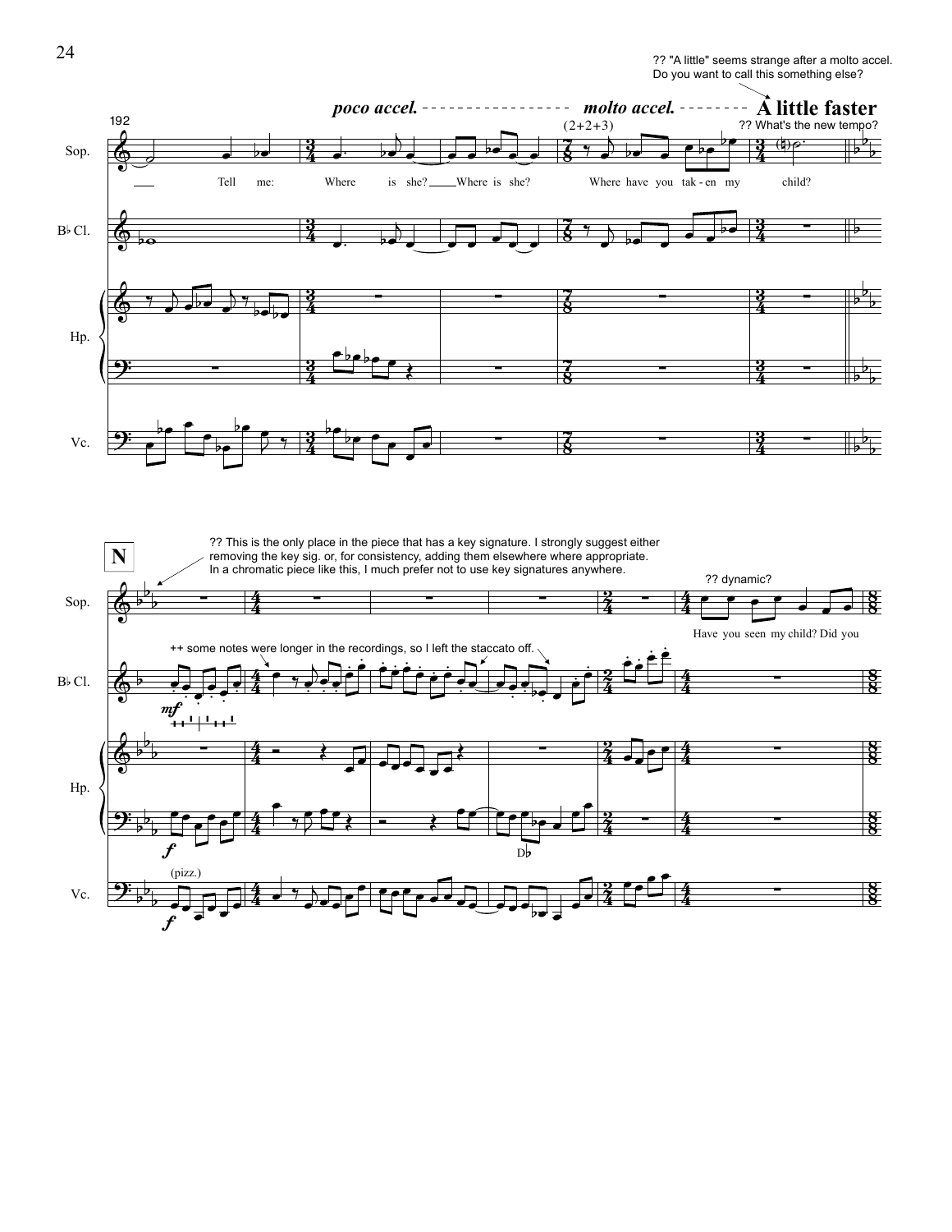?? "A little" seems strange after a molto accel.
Do you want to call this something else?

*poco accel.* - - - - - - - - - - - - - - - - *molto accel.* - - - - - - - - **A little faster**

?? What's the new tempo?

192

(2+2+3)

Sop.: Tell me: Where is she? Where is she? Where have you tak - en my child?

B♭ Cl.

Hp.

Vc.

**N**

?? This is the only place in the piece that has a key signature. I strongly suggest either removing the key sig. or, for consistency, adding them elsewhere where appropriate. In a chromatic piece like this, I much prefer not to use key signatures anywhere.

++ some notes were longer in the recordings, so I left the staccato off.

?? dynamic?

Sop.: Have you seen my child? Did you

*mf*

*f*

D♭

(pizz.)

*f*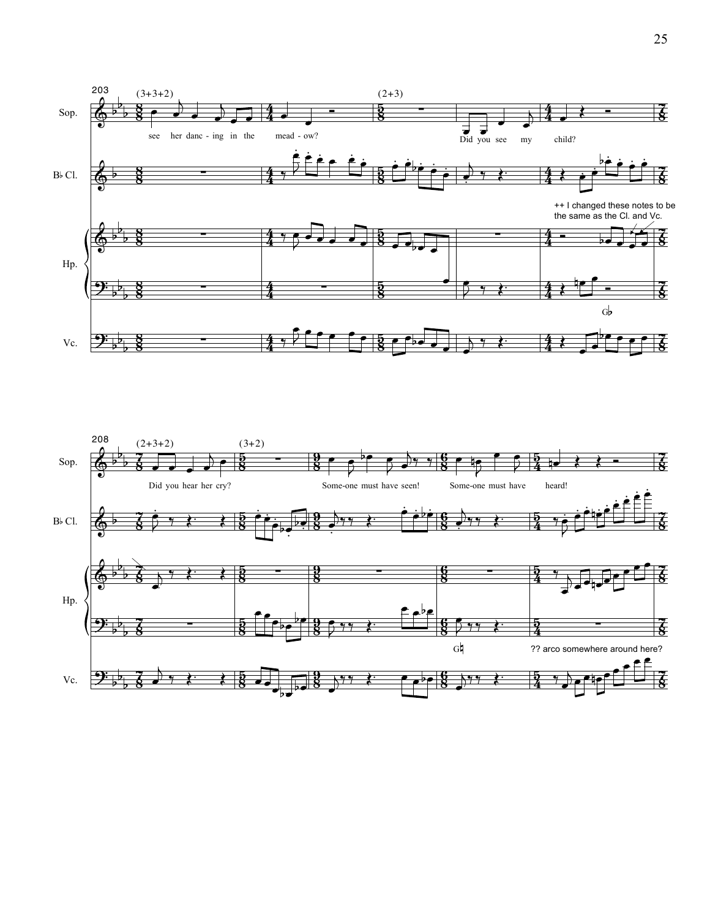203

(3+3+2) (2+3)

Sop.

see her danc - ing in the mead - ow? Did you see my child?

B♭ Cl.

Hp.

++ I changed these notes to be the same as the Cl. and Vc.

G♭

Vc.

208

(2+3+2) (3+2)

Sop.

Did you hear her cry? Some-one must have seen! Some-one must have heard!

B♭ Cl.

Hp.

G♮

?? arco somewhere around here?

Vc.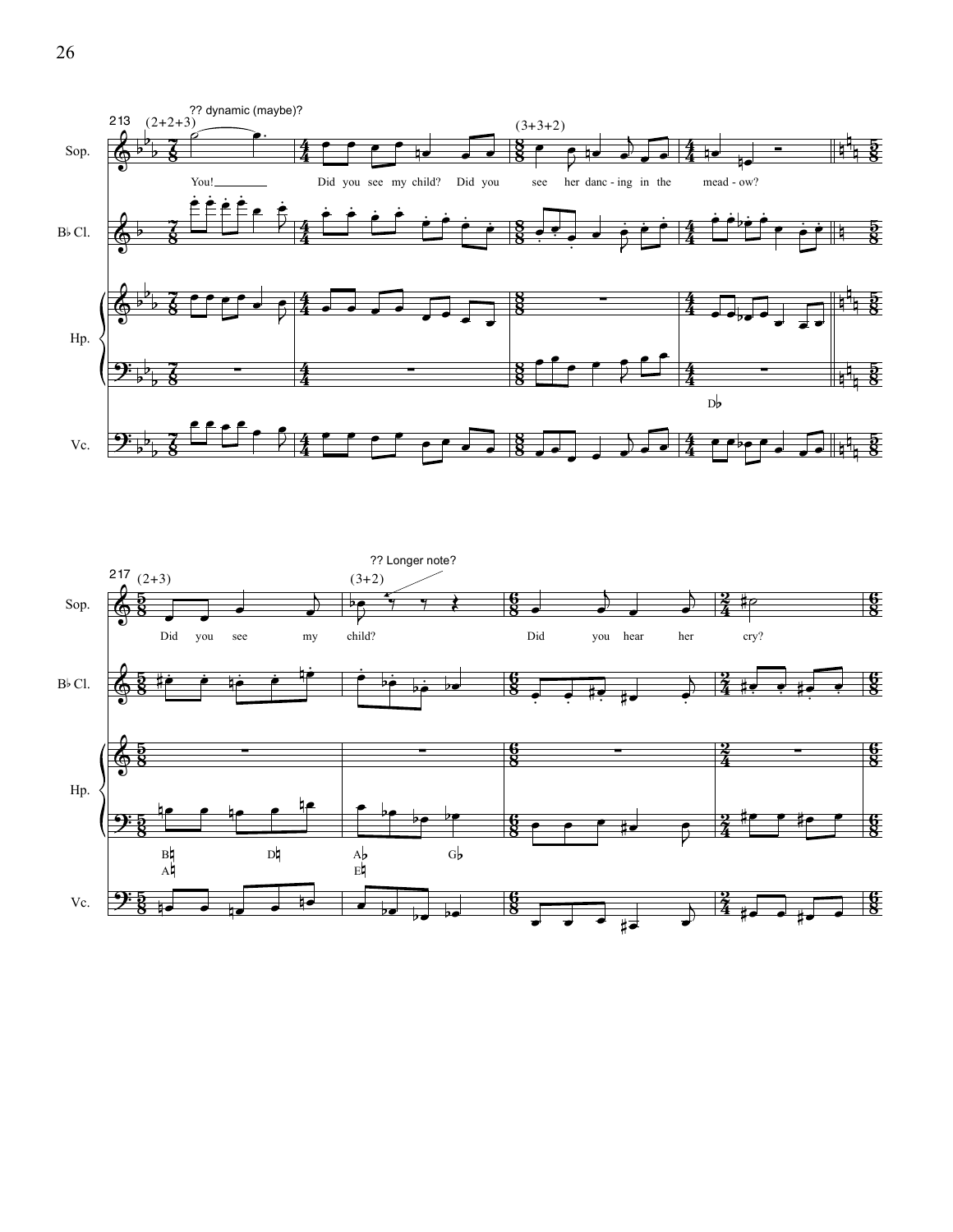213 (2+2+3)

?? dynamic (maybe)?

Sop.: You! Did you see my child? Did you see her danc - ing in the mead - ow?

(3+3+2)

B♭ Cl.

Hp.

D♭

Vc.

217 (2+3)

?? Longer note?

(3+2)

Sop.: Did you see my child? Did you hear her cry?

B♭ Cl.

Hp.

B♮ A♮ D♮ A♭ E♮ G♭

Vc.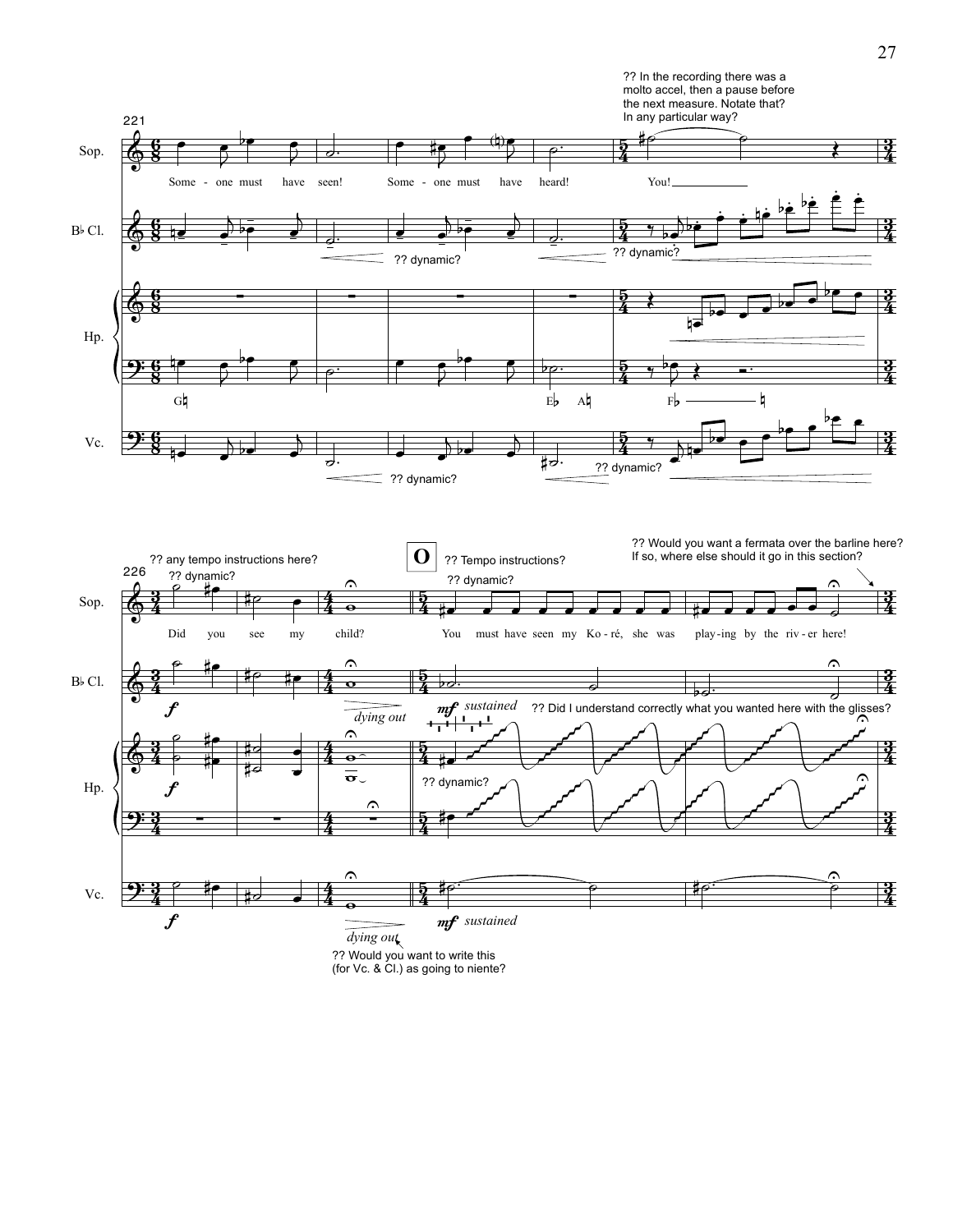?? In the recording there was a molto accel, then a pause before the next measure. Notate that? In any particular way?

221

Sop.

Some - one must have seen! Some - one must have heard! You!

B♭ Cl.

?? dynamic?

?? dynamic?

Hp.

G♮ E♭ A♮ F♭ ♮

Vc.

?? dynamic?

?? dynamic?

?? any tempo instructions here?

226

?? dynamic?

**O**

?? Tempo instructions?

?? dynamic?

?? Would you want a fermata over the barline here? If so, where else should it go in this section?

Did you see my child? You must have seen my Ko - ré, she was play - ing by the riv - er here!

*f* *dying out* *mf* *sustained*

?? Did I understand correctly what you wanted here with the glisses?

?? dynamic?

*f*

*f* *dying out* *mf* *sustained*

?? Would you want to write this (for Vc. & Cl.) as going to niente?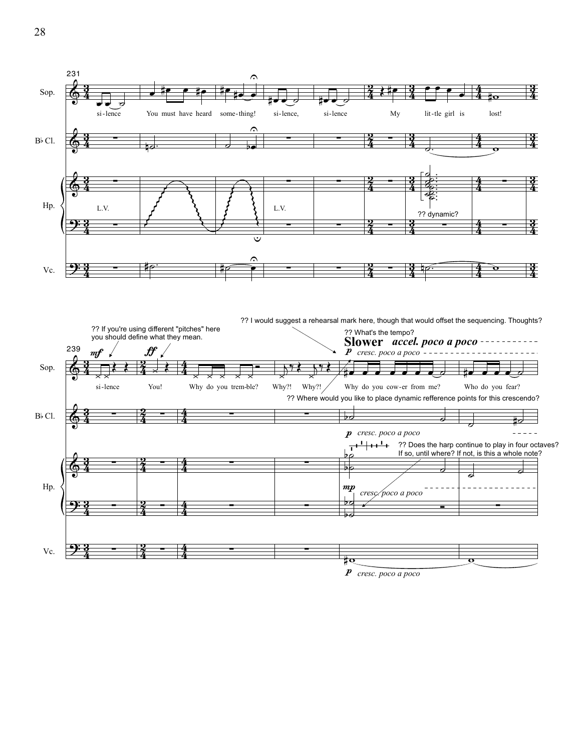231

Sop.

si-lence You must have heard some-thing! si-lence, si-lence My lit-tle girl is lost!

B♭ Cl.

Hp.

L.V.

L.V.

?? dynamic?

Vc.

?? I would suggest a rehearsal mark here, though that would offset the sequencing. Thoughts?

?? If you're using different "pitches" here you should define what they mean.

?? What's the tempo?

**Slower** ***accel. poco a poco***

239

*mf* *ff* *p* *cresc. poco a poco*

Sop.

si-lence You! Why do you trem-ble? Why?! Why?! Why do you cow-er from me? Who do you fear?

?? Where would you like to place dynamic refference points for this crescendo?

B♭ Cl.

*p* *cresc. poco a poco*

?? Does the harp continue to play in four octaves? If so, until where? If not, is this a whole note?

Hp.

*mp* *cresc. poco a poco*

Vc.

*p* *cresc. poco a poco*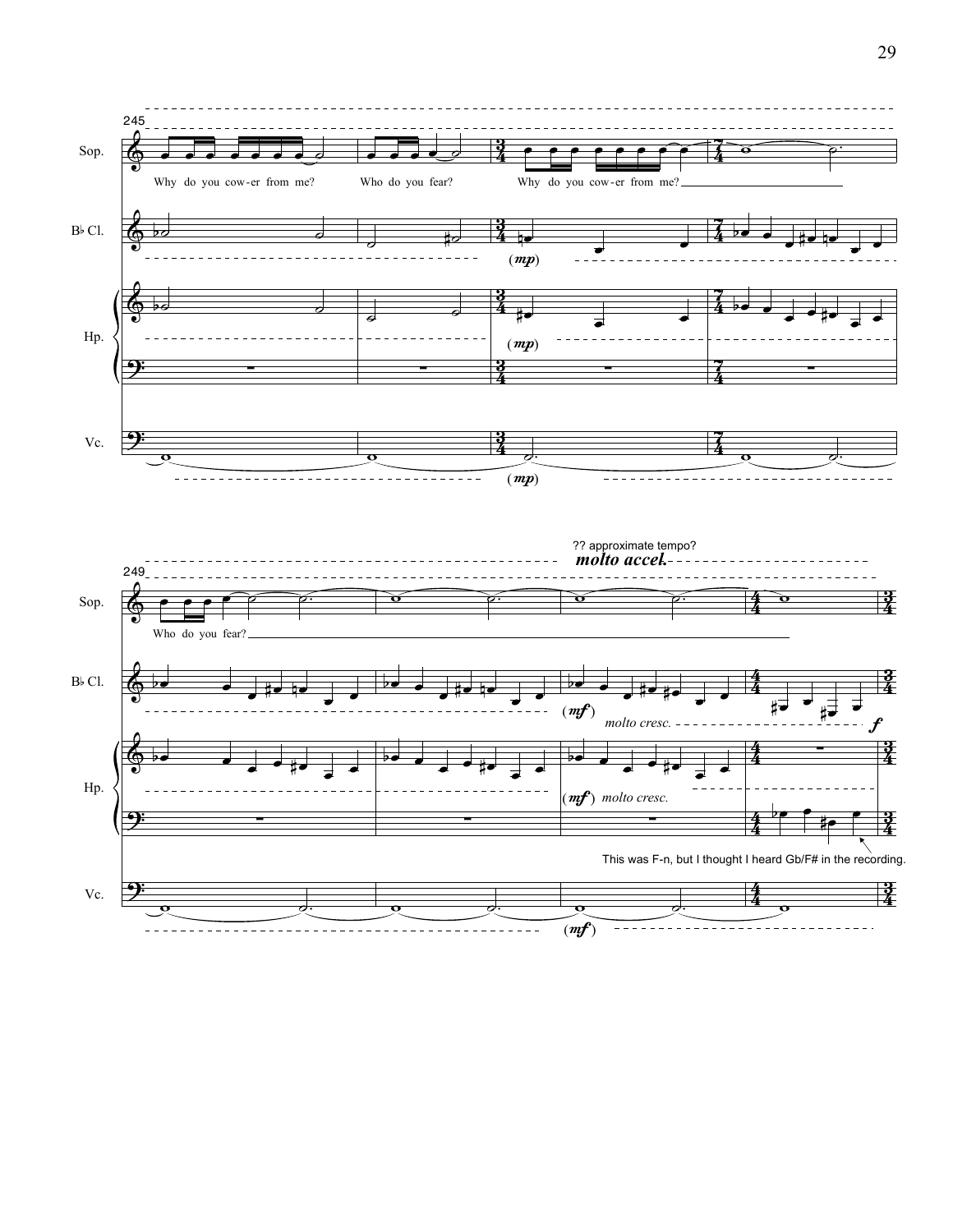Sop.

Why do you cow-er from me? Who do you fear? Why do you cow-er from me?

B♭ Cl.

Hp.

Vc.

(*mp*)

?? approximate tempo?

***molto accel.***

Who do you fear?

(*mf*) *molto cresc.*

*f*

This was F-n, but I thought I heard Gb/F# in the recording.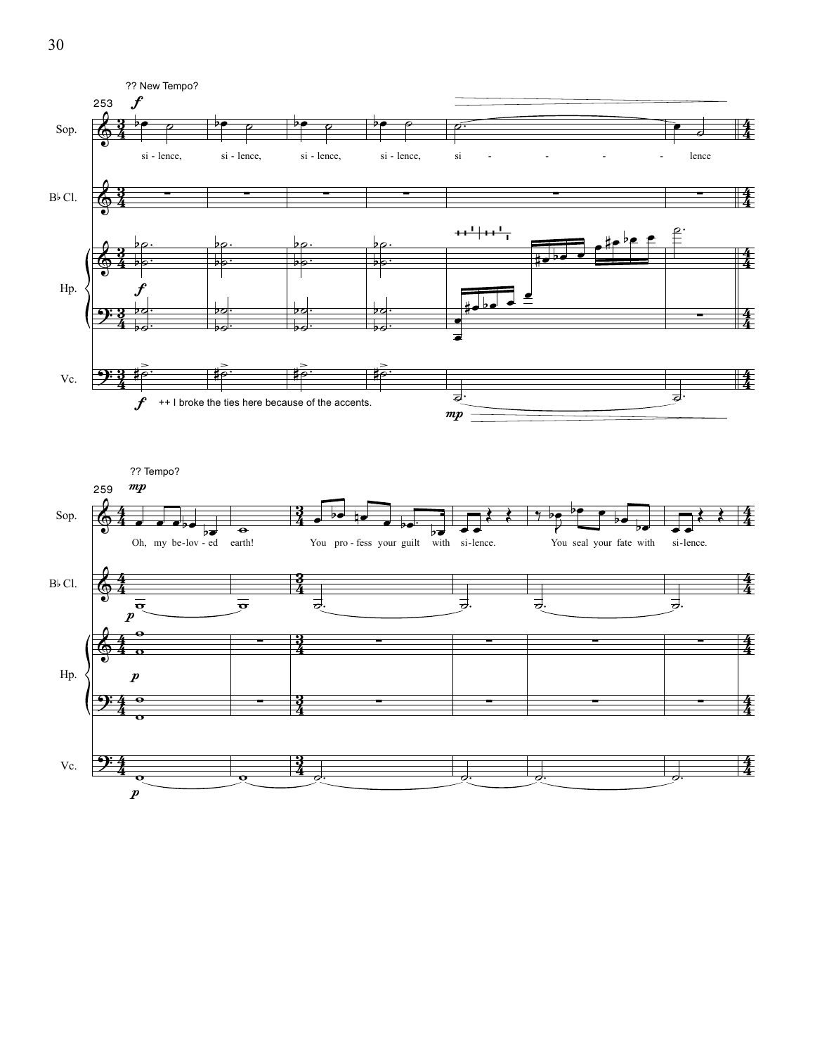?? New Tempo?

253

Sop.

si - lence, si - lence, si - lence, si - lence, si - - - - - lence

B♭ Cl.

Hp.

Vc.

++ I broke the ties here because of the accents.

?? Tempo?

259

Oh, my be-lov - ed earth! You pro - fess your guilt with si-lence. You seal your fate with si-lence.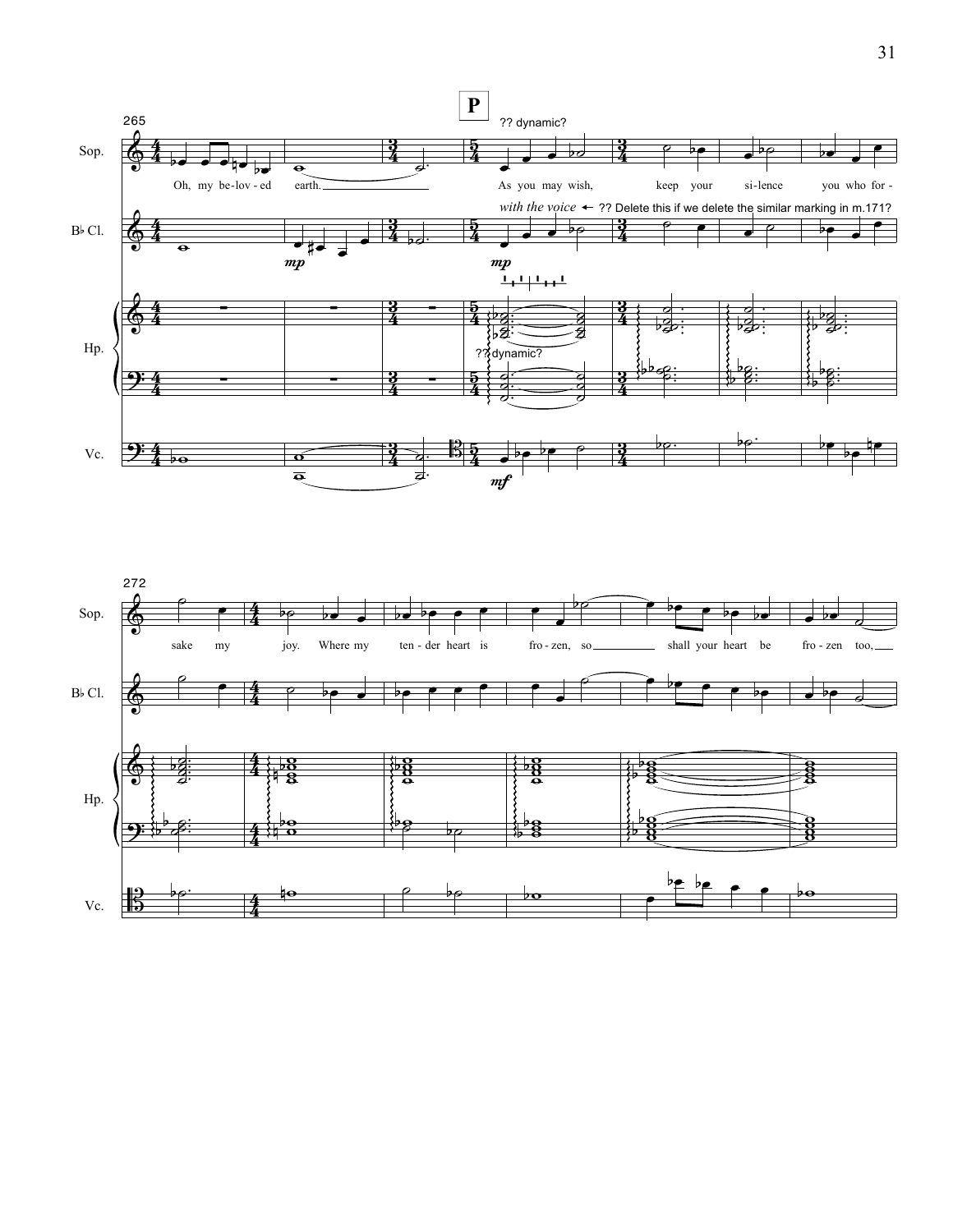**P**

?? dynamic?

Sop.: Oh, my be-lov-ed earth. As you may wish, keep your si-lence you who for-sake my joy. Where my ten-der heart is fro-zen, so shall your heart be fro-zen too,

*with the voice* ← ?? Delete this if we delete the similar marking in m.171?

?? dynamic?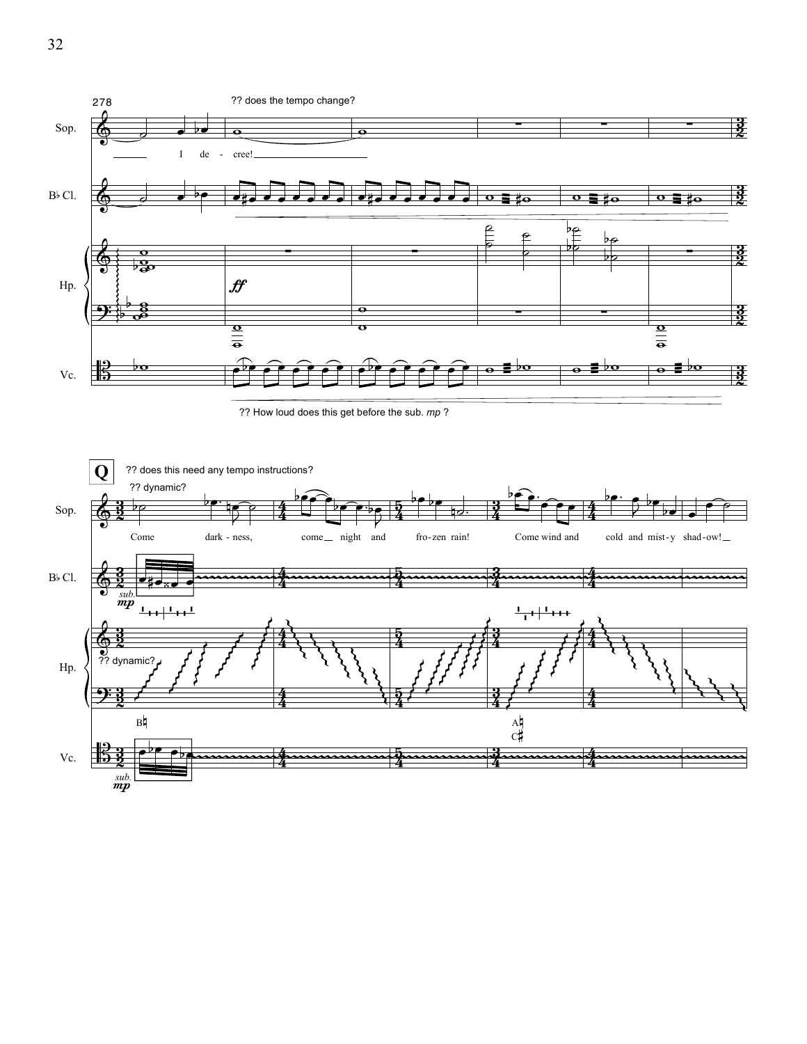278

?? does the tempo change?

I de - cree!

?? How loud does this get before the sub. *mp* ?

**Q**

?? does this need any tempo instructions?

?? dynamic?

Come dark - ness, come night and fro-zen rain! Come wind and cold and mist-y shad-ow!

*sub.* ***mp***

?? dynamic?

B♮

A♮
C♯

*sub.* ***mp***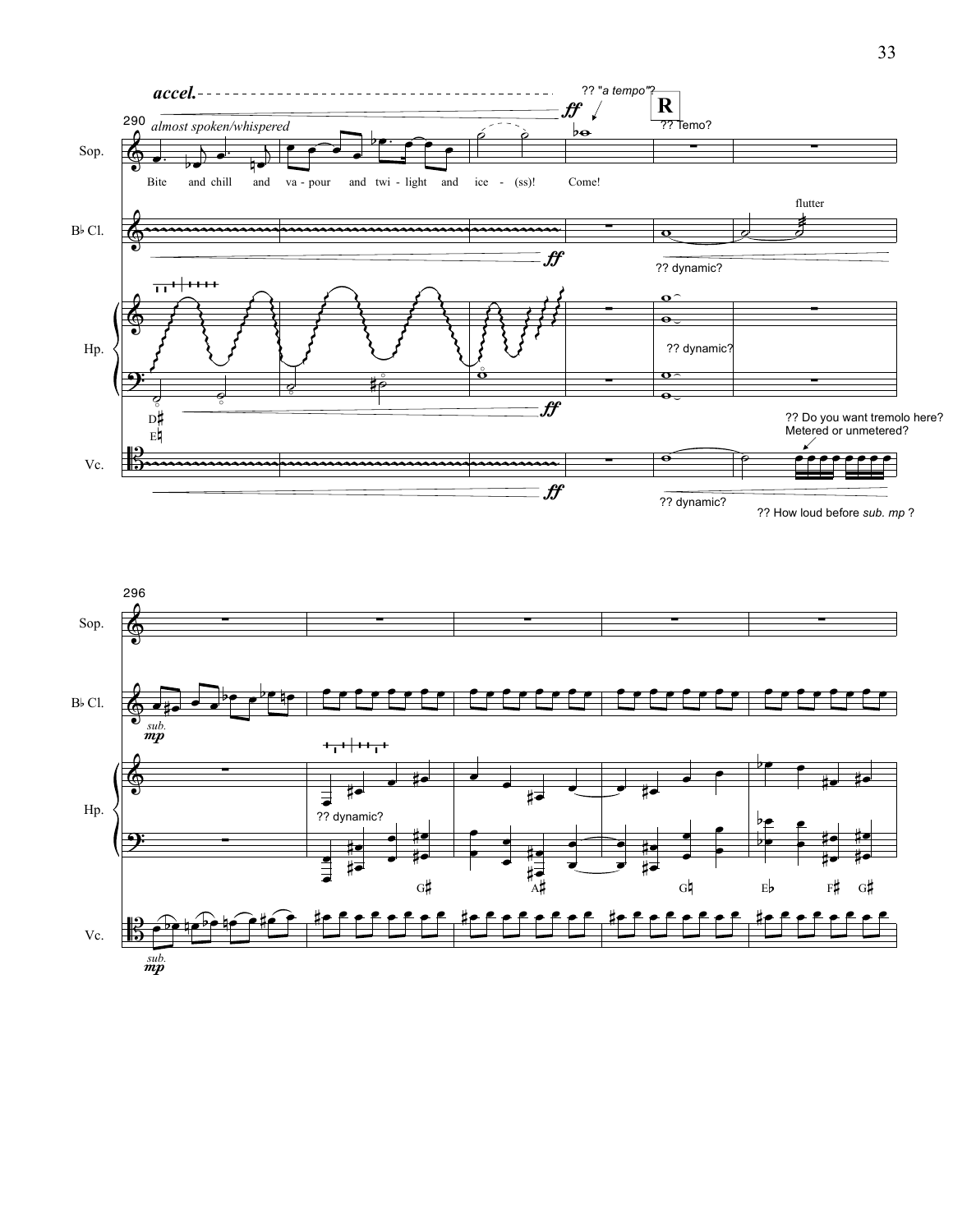accel.

?? "*a tempo*"?

**R**

?? Temo?

290

*almost spoken/whispered*

Sop.

Bite and chill and va - pour and twi - light and ice - (ss)! Come!

B♭ Cl.

flutter

?? dynamic?

Hp.

?? dynamic?

D♯
E♮

?? Do you want tremolo here? Metered or unmetered?

Vc.

?? dynamic?

?? How loud before *sub. mp* ?

296

Sop.

B♭ Cl.

*sub.* *mp*

Hp.

?? dynamic?

G♯ A♯ G♮ E♭ F♯ G♯

Vc.

*sub.* *mp*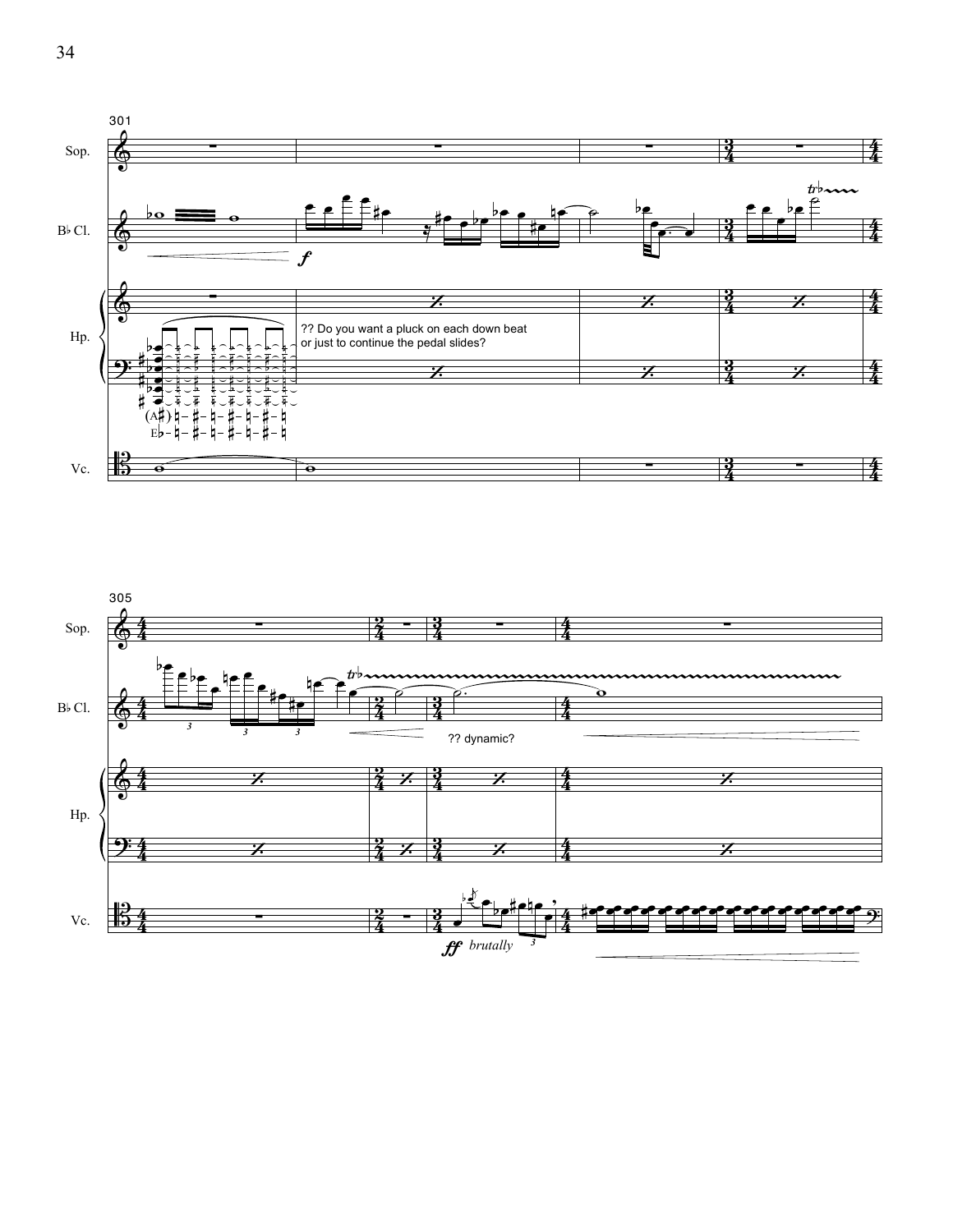301

Sop.

B♭ Cl.

Hp.

?? Do you want a pluck on each down beat
or just to continue the pedal slides?

Vc.

305

Sop.

B♭ Cl.

?? dynamic?

Hp.

Vc.

*brutally*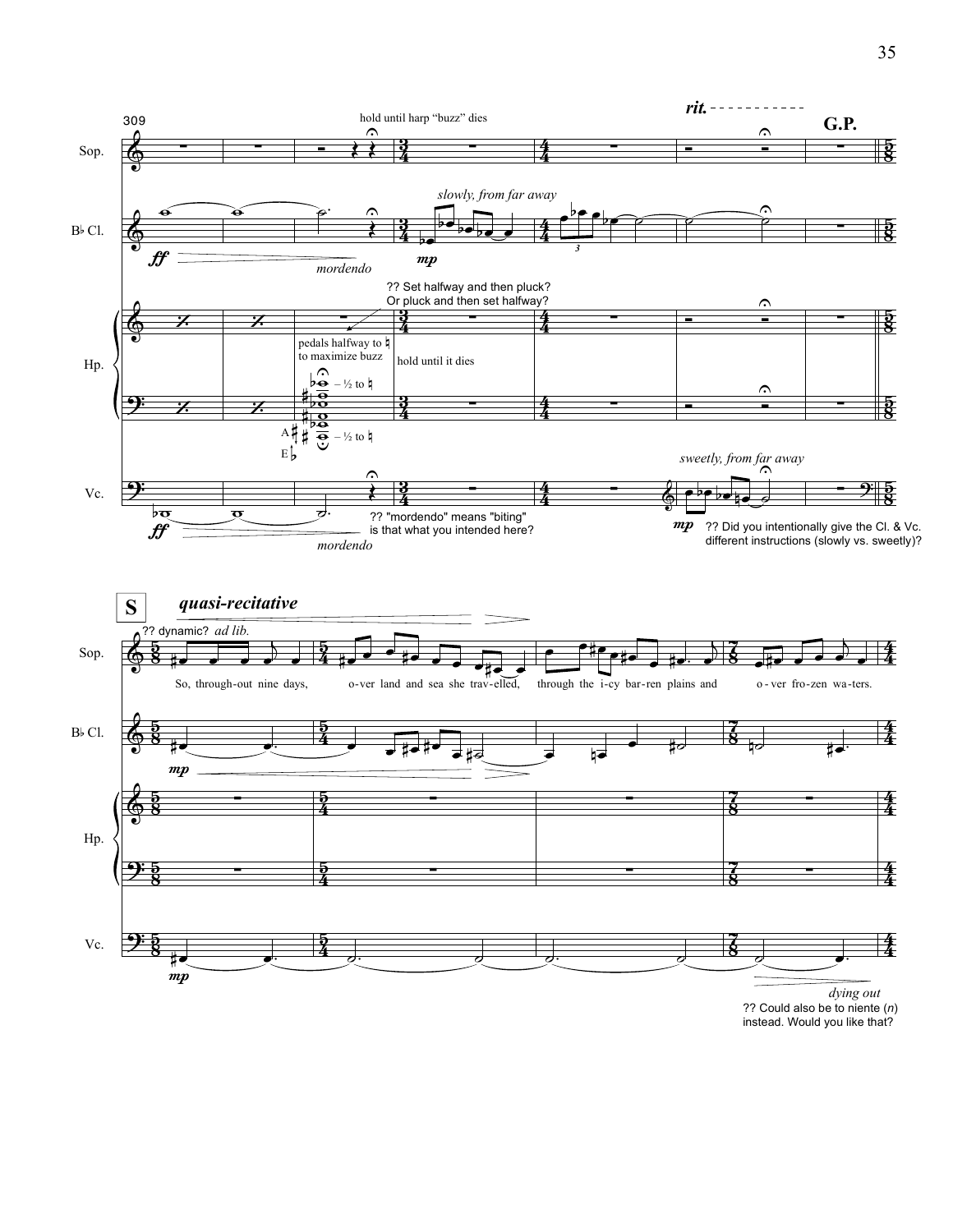309

Sop.

hold until harp "buzz" dies

*rit.*

**G.P.**

B♭ Cl.

*ff*

*mordendo*

*slowly, from far away*

*mp*

Hp.

?? Set halfway and then pluck? Or pluck and then set halfway?

pedals halfway to ♮ to maximize buzz

hold until it dies

– ½ to ♮

– ½ to ♮

A♯

E♭

Vc.

*ff*

*mordendo*

?? "mordendo" means "biting" is that what you intended here?

*sweetly, from far away*

*mp*

?? Did you intentionally give the Cl. & Vc. different instructions (slowly vs. sweetly)?

**S** ***quasi-recitative***

Sop.

?? dynamic? *ad lib.*

So, through-out nine days, o-ver land and sea she trav-elled, through the i-cy bar-ren plains and o-ver fro-zen wa-ters.

B♭ Cl.

*mp*

Hp.

Vc.

*mp*

*dying out*

?? Could also be to niente (*n*) instead. Would you like that?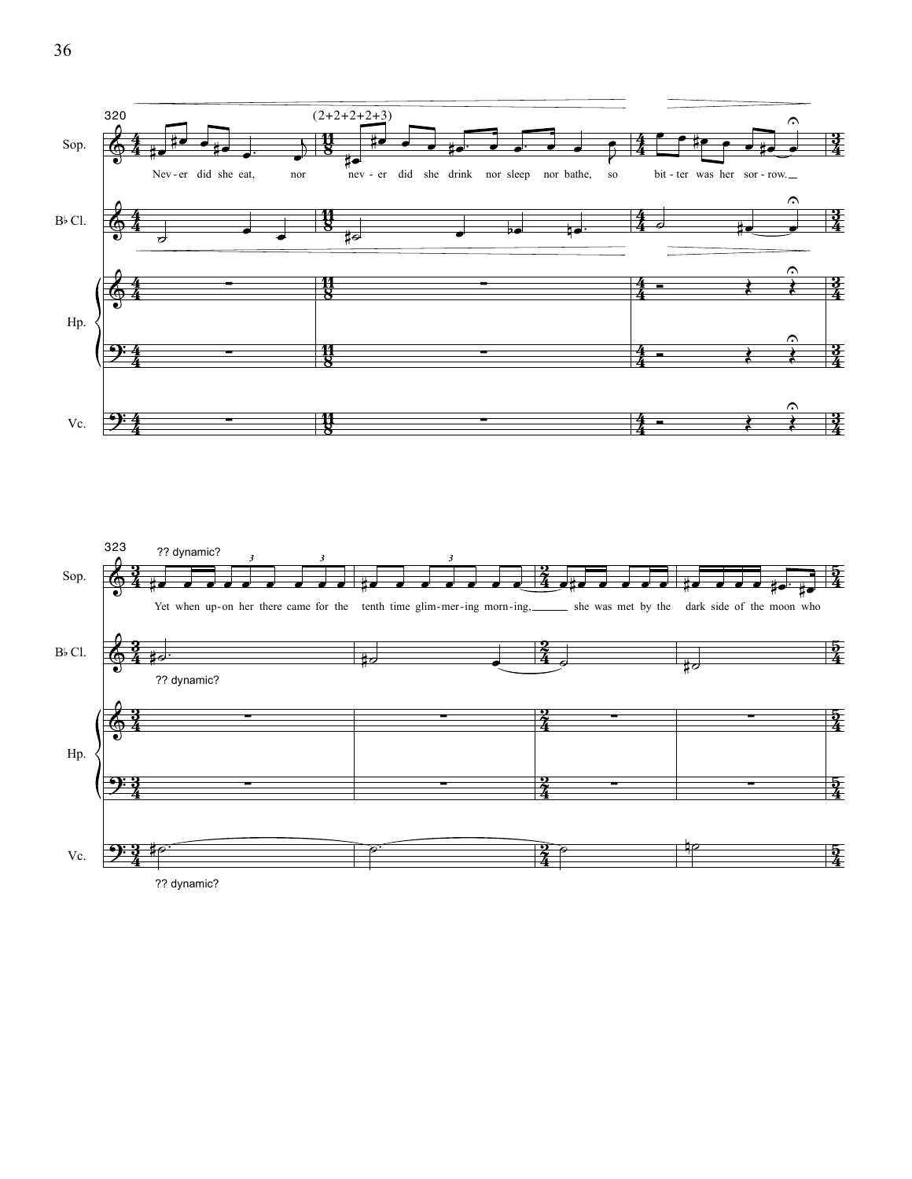320

(2+2+2+2+3)

Sop.

Nev - er did she eat, nor nev - er did she drink nor sleep nor bathe, so bit - ter was her sor - row.

B♭ Cl.

Hp.

Vc.

323

?? dynamic?

Sop.

Yet when up - on her there came for the tenth time glim - mer - ing morn - ing, she was met by the dark side of the moon who

B♭ Cl.

?? dynamic?

Hp.

Vc.

?? dynamic?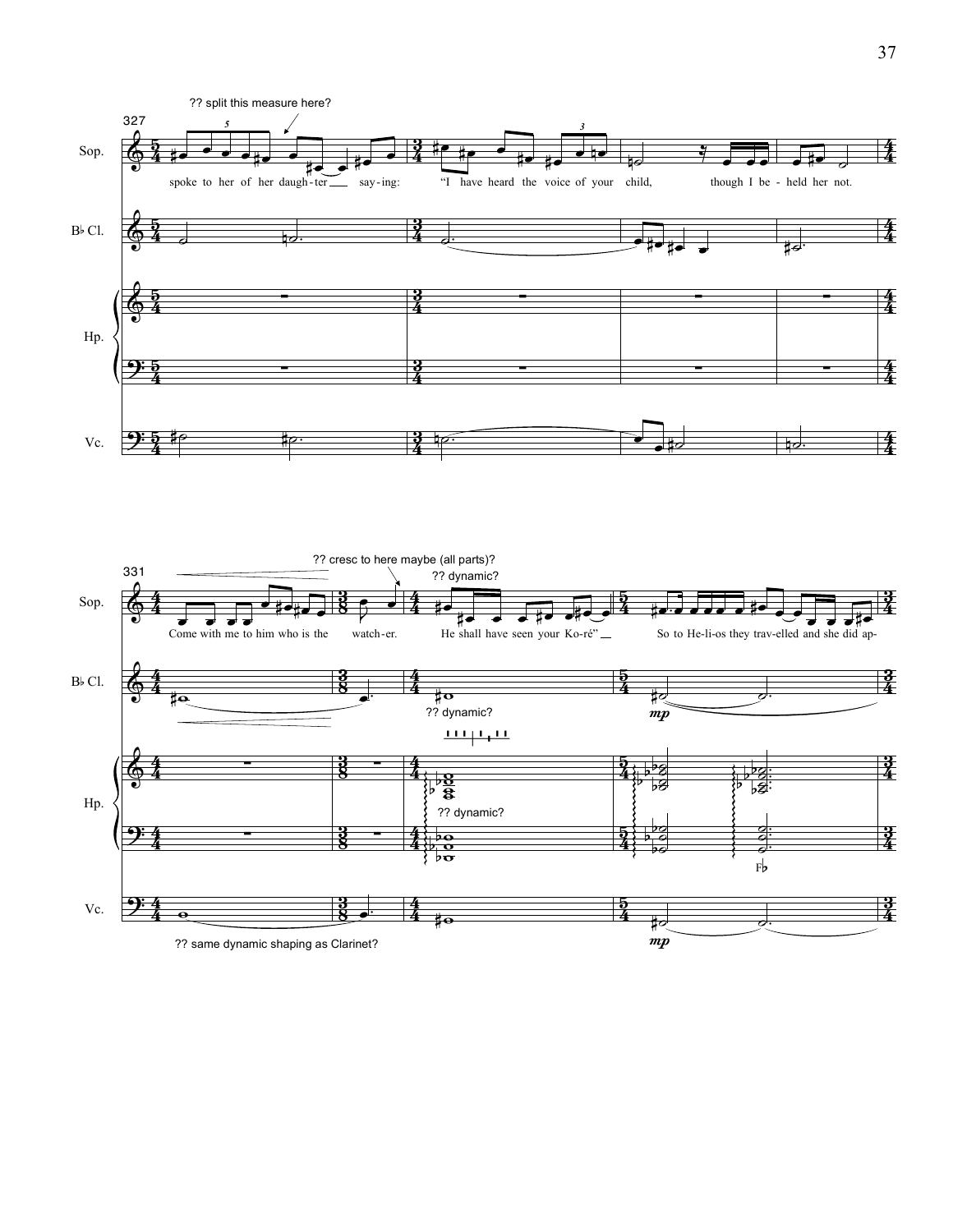?? split this measure here?

Sop.: spoke to her of her daugh-ter say-ing: "I have heard the voice of your child, though I be - held her not.

B♭ Cl.

Hp.

Vc.

?? cresc to here maybe (all parts)?

?? dynamic?

Sop.: Come with me to him who is the watch-er. He shall have seen your Ko-ré" So to He-li-os they trav-elled and she did ap-

B♭ Cl.: ?? dynamic? *mp*

Hp.: ?? dynamic? F♭

Vc.: *mp*

?? same dynamic shaping as Clarinet?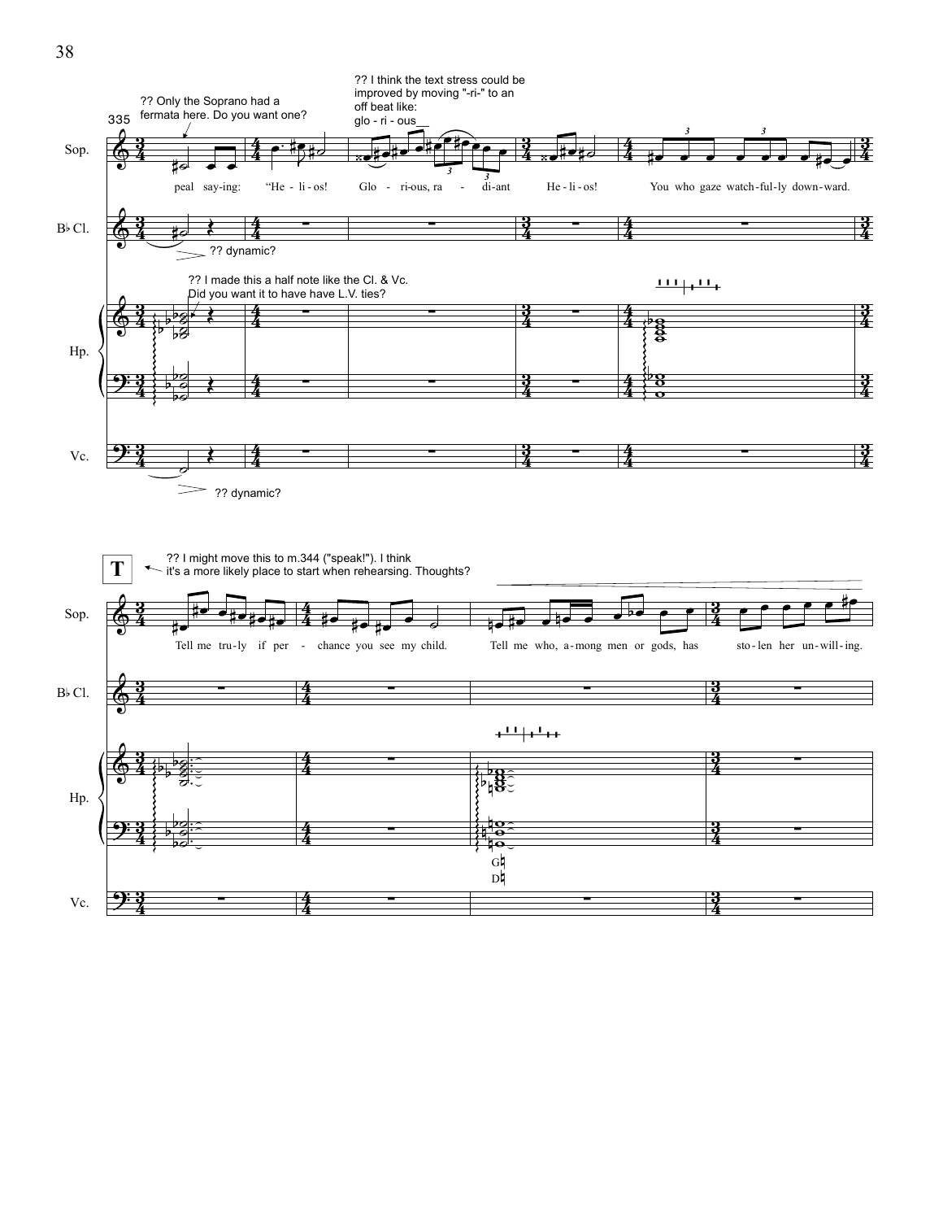?? Only the Soprano had a fermata here. Do you want one?

?? I think the text stress could be improved by moving "-ri-" to an off beat like:
glo - ri - ous__

335

Sop.

peal say-ing: "He - li - os! Glo - ri-ous, ra - di-ant He - li - os! You who gaze watch-ful-ly down-ward.

B♭ Cl.

?? dynamic?

?? I made this a half note like the Cl. & Vc. Did you want it to have have L.V. ties?

Hp.

Vc.

?? dynamic?

**T**

?? I might move this to m.344 ("speak!"). I think it's a more likely place to start when rehearsing. Thoughts?

Sop.

Tell me tru-ly if per - chance you see my child. Tell me who, a-mong men or gods, has sto-len her un-will-ing.

B♭ Cl.

Hp.

G♮
D♮

Vc.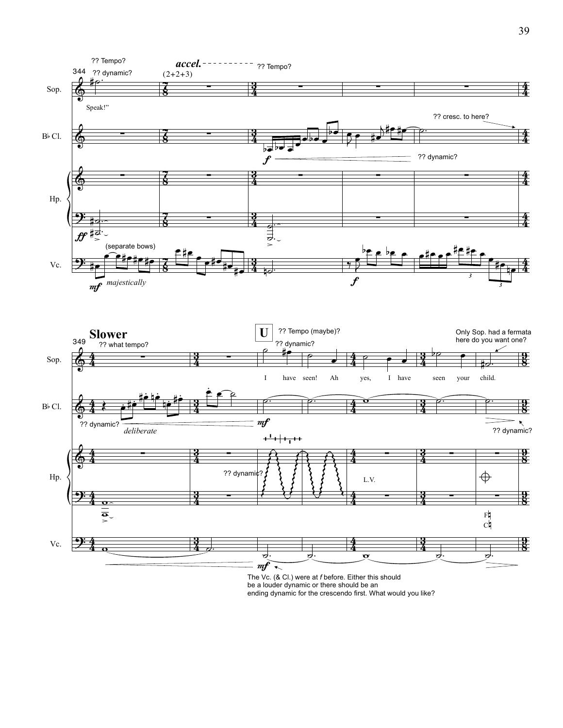??  Tempo?

344 ?? dynamic?

*accel.* (2+2+3)

?? Tempo?

Sop. — Speak!"

B♭ Cl. — ?? cresc. to here?

*f* ?? dynamic?

Hp. — *ff*

Vc. — (separate bows) *mf* *majestically* *f*

**Slower**

349 ?? what tempo?

**U** ?? Tempo (maybe)?

?? dynamic?

Only Sop. had a fermata here do you want one?

Sop. — I have seen! Ah yes, I have seen your child.

B♭ Cl. — ?? dynamic? *deliberate* *mf* ?? dynamic?

Hp. — ?? dynamic? L.V. F♮ C♮

Vc. — *mf*

The Vc. (& Cl.) were at *f* before. Either this should be a louder dynamic or there should be an ending dynamic for the crescendo first. What would you like?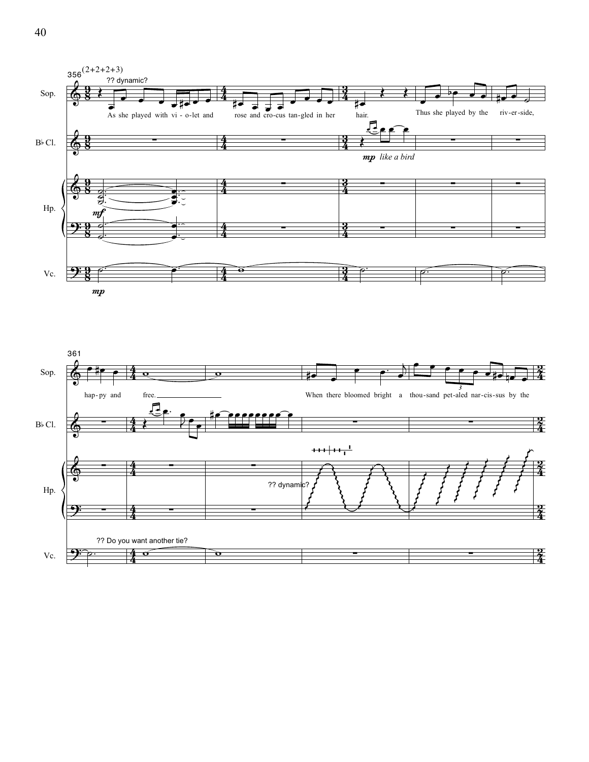356 (2+2+2+3)

?? dynamic?

Sop.: As she played with vi - o-let and rose and cro-cus tan-gled in her hair. Thus she played by the riv-er-side,

B♭ Cl.: *mp* *like a bird*

Hp.: *mf*

Vc.: *mp*

361

Sop.: hap-py and free. When there bloomed bright a thou-sand pet-aled nar-cis-sus by the

Hp.: ?? dynamic?

Vc.: ?? Do you want another tie?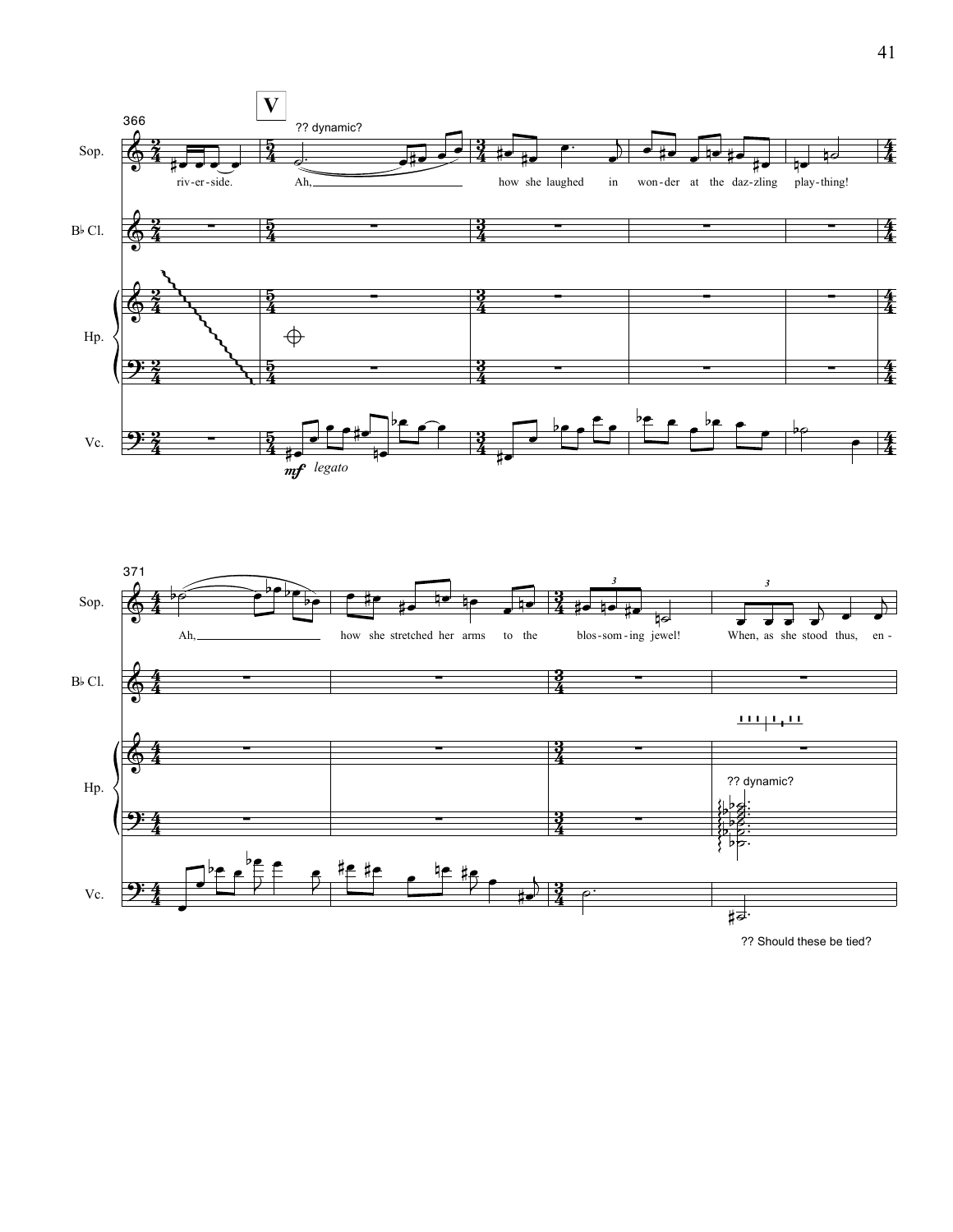366

V

?? dynamic?

Sop.

riv-er-side. Ah, how she laughed in won-der at the daz-zling play-thing!

B♭ Cl.

Hp.

Vc.

*mf* *legato*

371

Sop.

Ah, how she stretched her arms to the blos-som-ing jewel! When, as she stood thus, en -

B♭ Cl.

Hp.

?? dynamic?

Vc.

?? Should these be tied?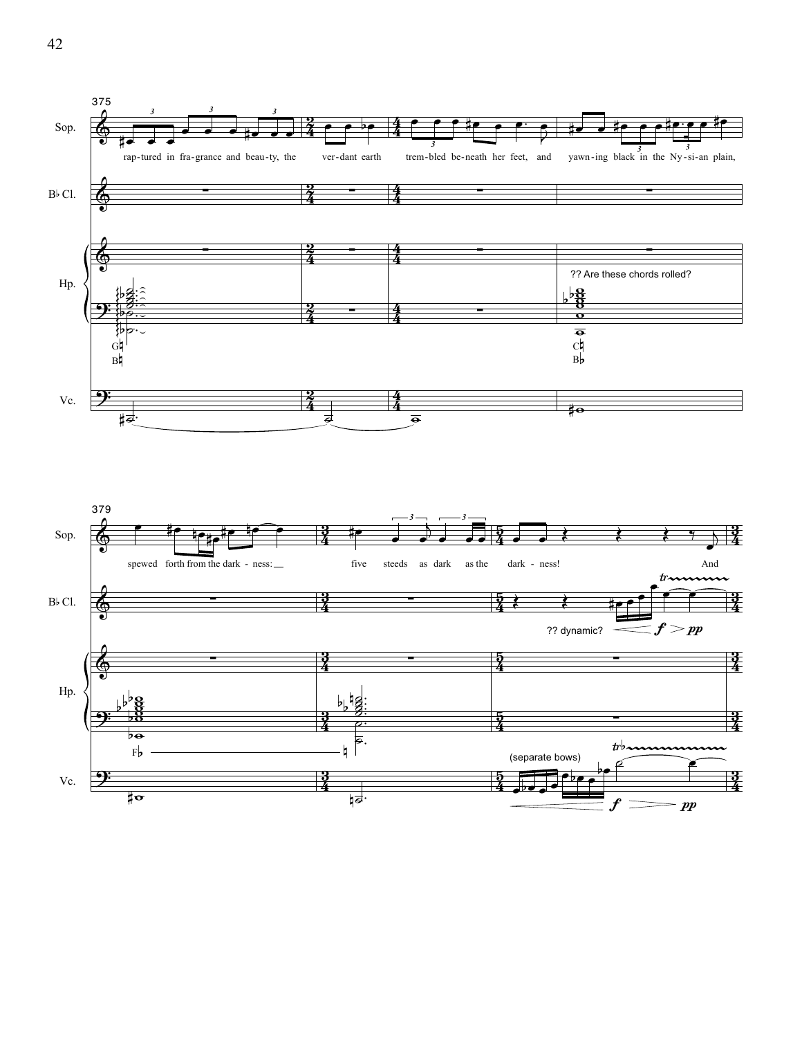375

Sop.

rap-tured in fra-grance and beau-ty, the ver-dant earth trem-bled be-neath her feet, and yawn-ing black in the Ny-si-an plain,

B♭ Cl.

Hp.

G♮
B♮

?? Are these chords rolled?

C♮
B♭

Vc.

379

Sop.

spewed forth from the dark - ness: five steeds as dark as the dark - ness! And

B♭ Cl.

?? dynamic? *f* > *pp*

Hp.

F♭ ♮

(separate bows)

Vc.

*f* > *pp*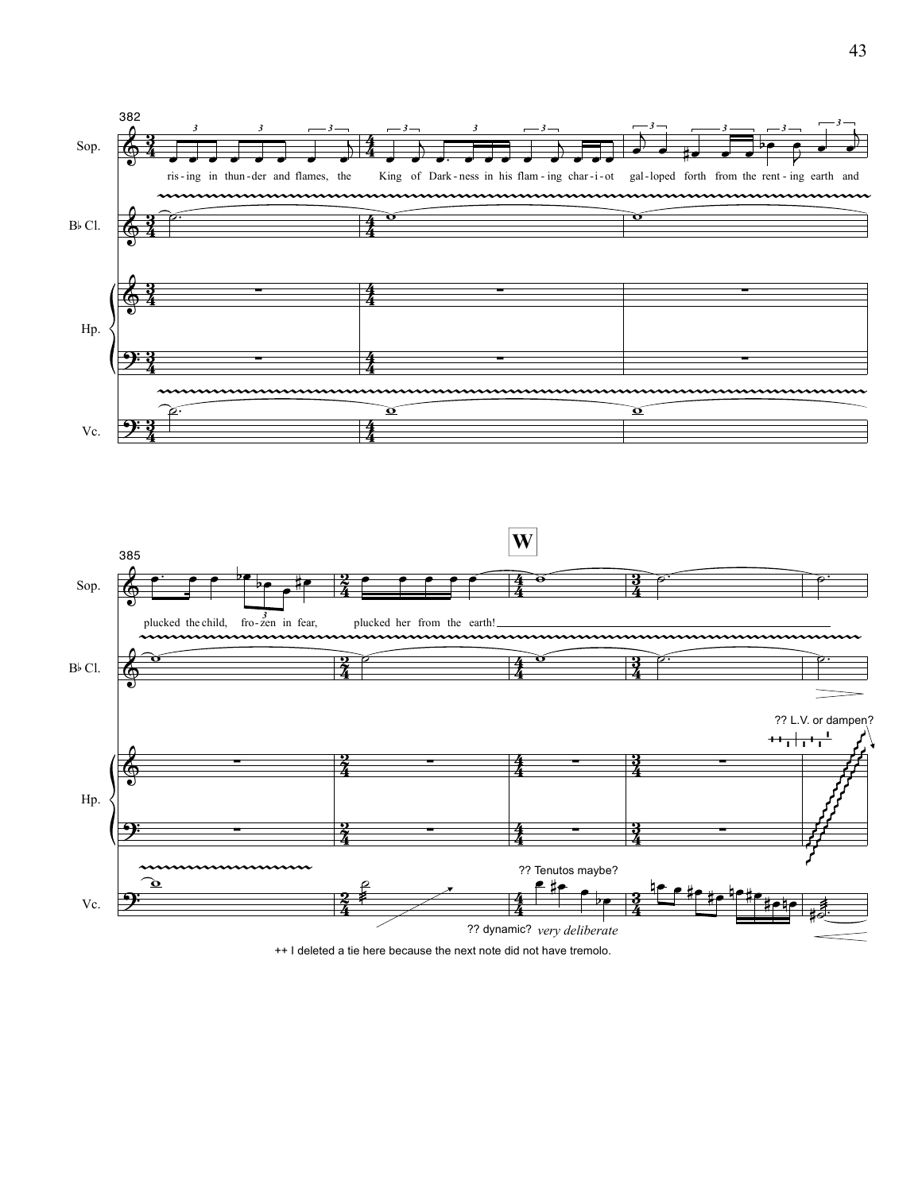382

Sop. — ris-ing in thun-der and flames, the King of Dark-ness in his flam-ing char-i-ot gal-loped forth from the rent-ing earth and

B♭ Cl.

Hp.

Vc.

385

**W**

Sop. — plucked the child, fro-zen in fear, plucked her from the earth!

B♭ Cl.

Hp. — ?? L.V. or dampen?

Vc. — ?? Tenutos maybe? — ?? dynamic? *very deliberate*

++ I deleted a tie here because the next note did not have tremolo.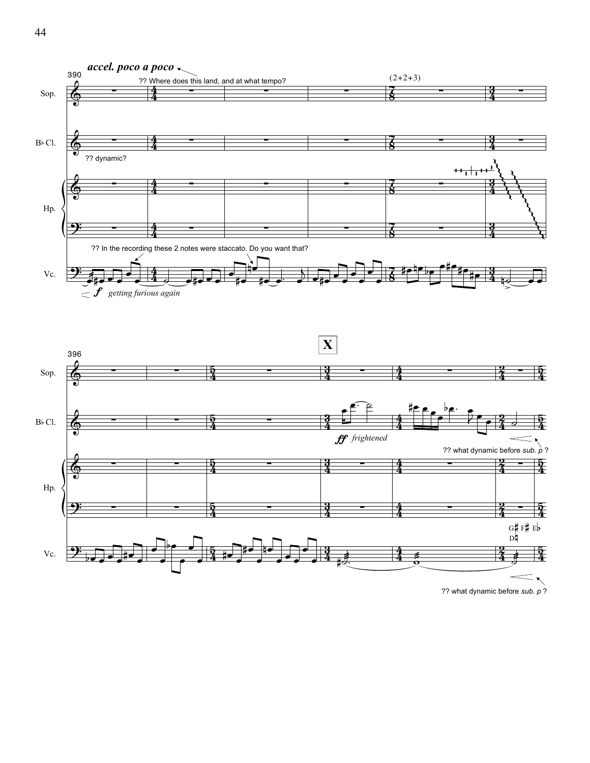*accel. poco a poco*

390

?? Where does this land, and at what tempo?

(2+2+3)

Sop.

B♭ Cl.

?? dynamic?

Hp.

?? In the recording these 2 notes were staccato. Do you want that?

Vc.

*f* *getting furious again*

**X**

396

Sop.

B♭ Cl.

*ff* *frightened*

?? what dynamic before *sub. p* ?

Hp.

G♯ F♯ E♭
D♮

Vc.

?? what dynamic before *sub. p* ?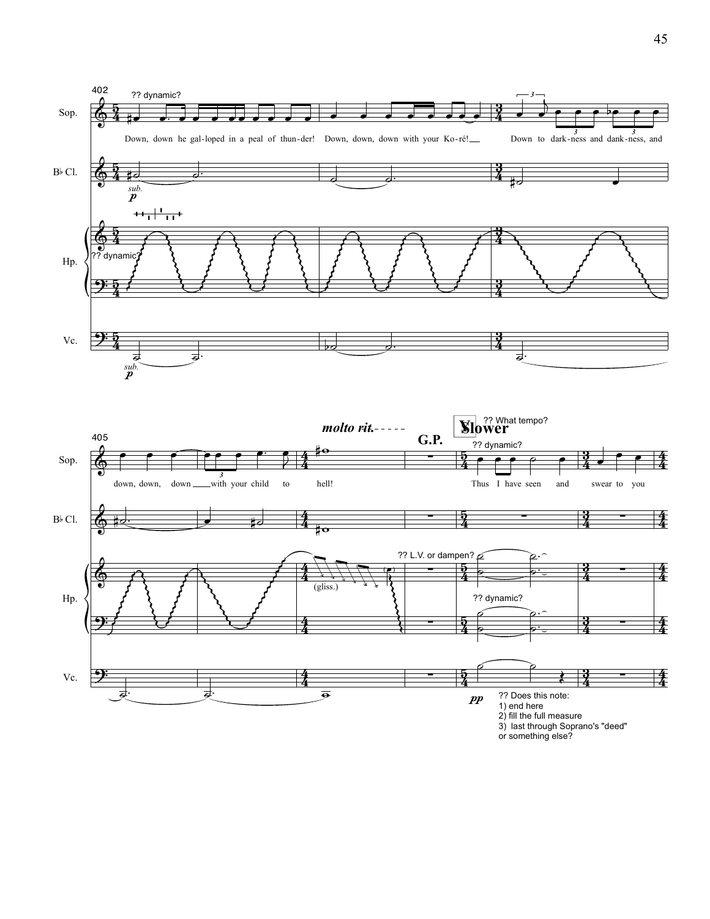402

?? dynamic?

Sop. — Down, down he gal-loped in a peal of thun-der! Down, down, down with your Ko-ré! Down to dark-ness and dank-ness, and

B♭ Cl. — *sub.* ***p***

Hp. — ?? dynamic?

Vc. — *sub.* ***p***

405

***molto rit.***

**G.P.**

**V** **Slower** ?? What tempo?

?? dynamic?

Sop. — down, down, down with your child to hell! Thus I have seen and swear to you

B♭ Cl.

Hp. — (gliss.) ?? L.V. or dampen? ?? dynamic?

Vc. — ***pp***

?? Does this note:
1) end here
2) fill the full measure
3) last through Soprano's "deed" or something else?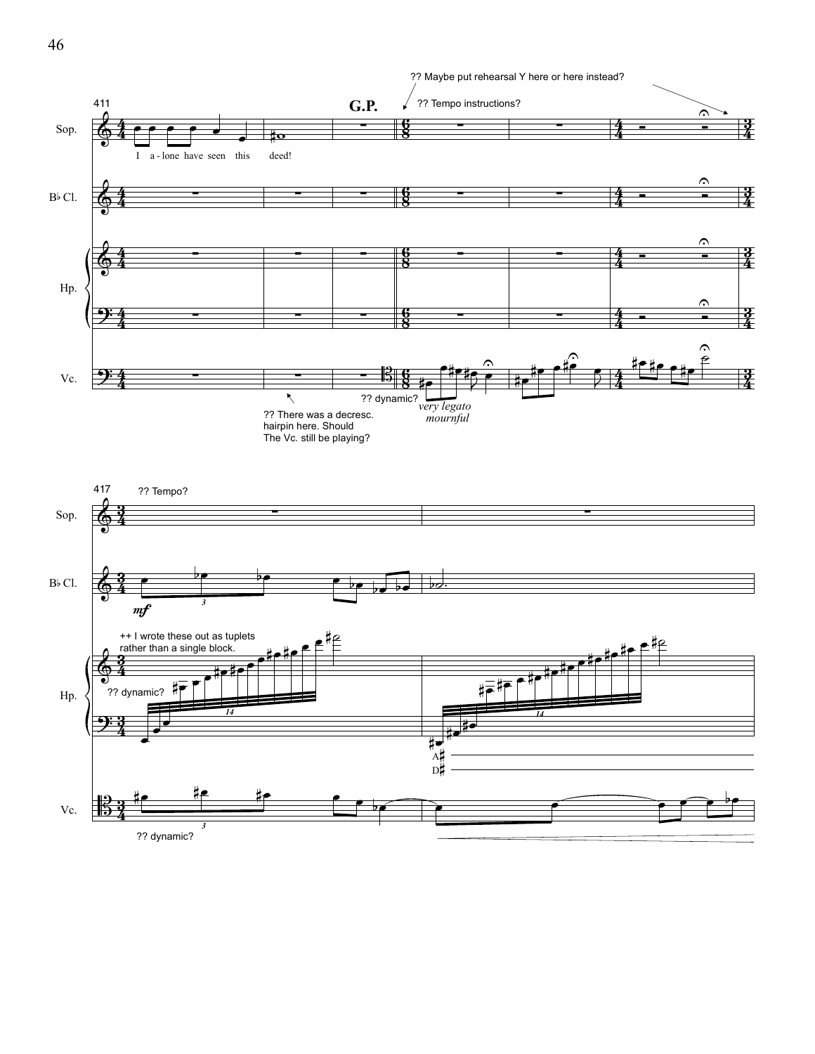411

G.P.

?? Maybe put rehearsal Y here or here instead?

?? Tempo instructions?

Sop.

I a - lone have seen this deed!

B♭ Cl.

Hp.

Vc.

?? dynamic?

*very legato*
*mournful*

?? There was a decresc. hairpin here. Should The Vc. still be playing?

417 ?? Tempo?

Sop.

B♭ Cl.

*mf*

++ I wrote these out as tuplets rather than a single block.

Hp.

?? dynamic?

A♯
D♯

Vc.

?? dynamic?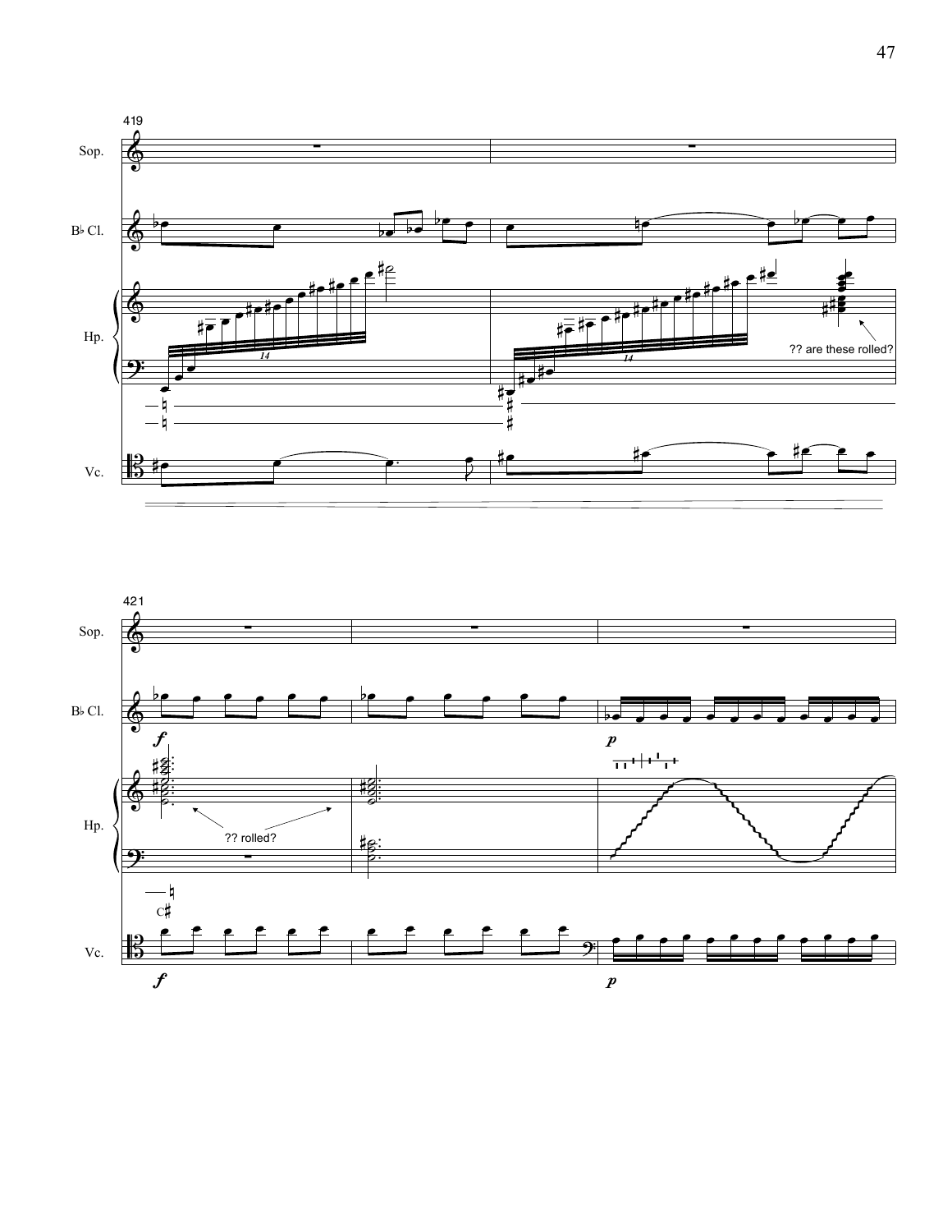419

Sop.

B♭ Cl.

Hp.

Vc.

?? are these rolled?

421

Sop.

B♭ Cl.

Hp.

Vc.

?? rolled?

C♯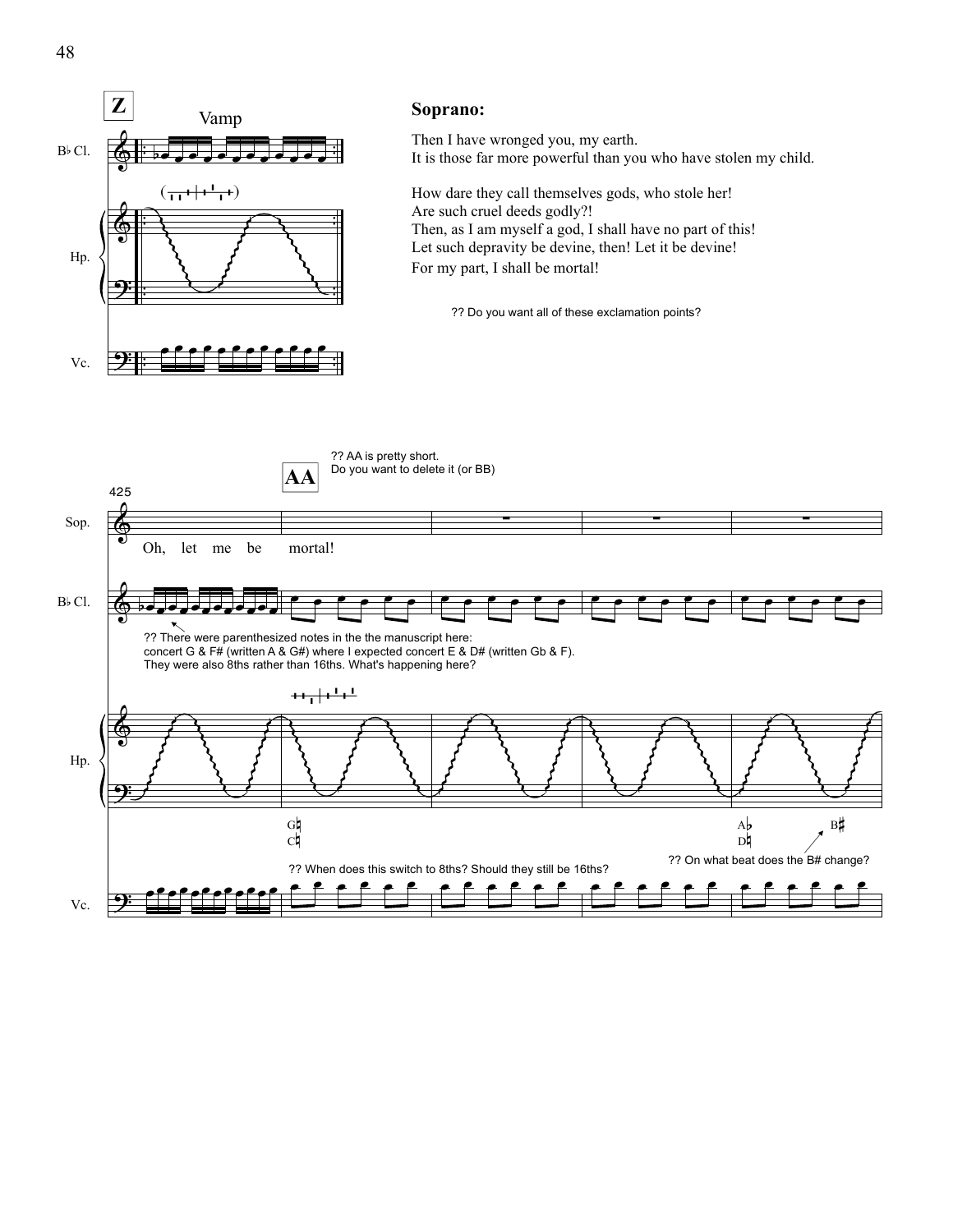**Z** Vamp

**Soprano:**

Then I have wronged you, my earth.
It is those far more powerful than you who have stolen my child.

How dare they call themselves gods, who stole her!
Are such cruel deeds godly?!
Then, as I am myself a god, I shall have no part of this!
Let such depravity be devine, then! Let it be devine!
For my part, I shall be mortal!

?? Do you want all of these exclamation points?

**AA**

?? AA is pretty short.
Do you want to delete it (or BB)

425

Oh, let me be mortal!

?? There were parenthesized notes in the the manuscript here:
concert G & F# (written A & G#) where I expected concert E & D# (written Gb & F).
They were also 8ths rather than 16ths. What's happening here?

?? When does this switch to 8ths? Should they still be 16ths?

?? On what beat does the B# change?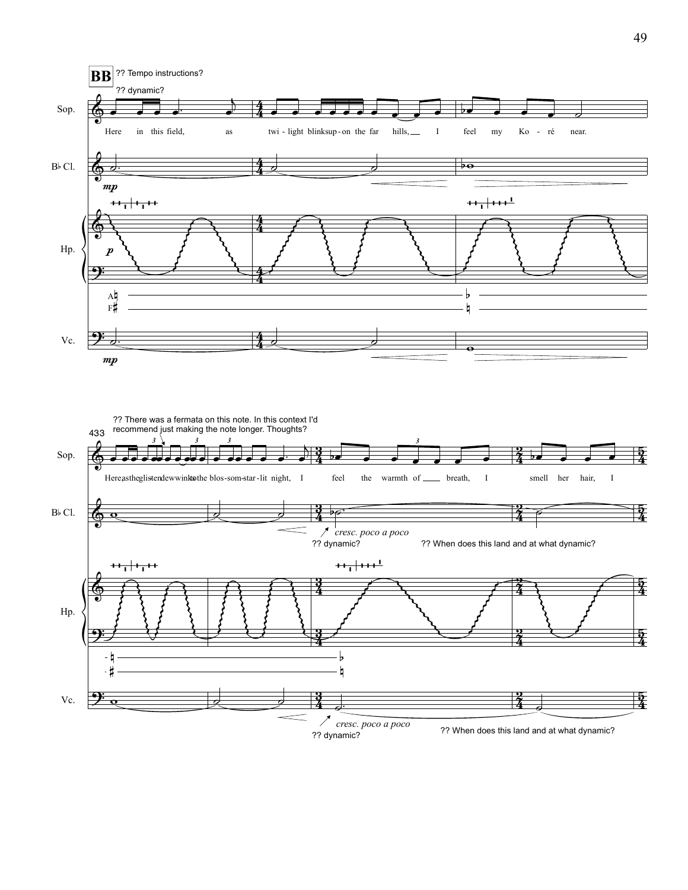**BB** ?? Tempo instructions?

?? dynamic?

Sop. Here in this field, as twi - light blinks up - on the far hills, I feel my Ko - ré near.

B♭ Cl. *mp*

Hp. *p*

A♮ F♯ — ♭ ♮

Vc. *mp*

433

?? There was a fermata on this note. In this context I'd recommend just making the note longer. Thoughts?

Sop. Here, as the glis - ten dew winks to the blos - som - star - lit night, I feel the warmth of ___ breath, I smell her hair, I

B♭ Cl. *cresc. poco a poco*

?? dynamic?

?? When does this land and at what dynamic?

Hp.

♮ ♯ — ♭ ♮

Vc. *cresc. poco a poco*

?? dynamic?

?? When does this land and at what dynamic?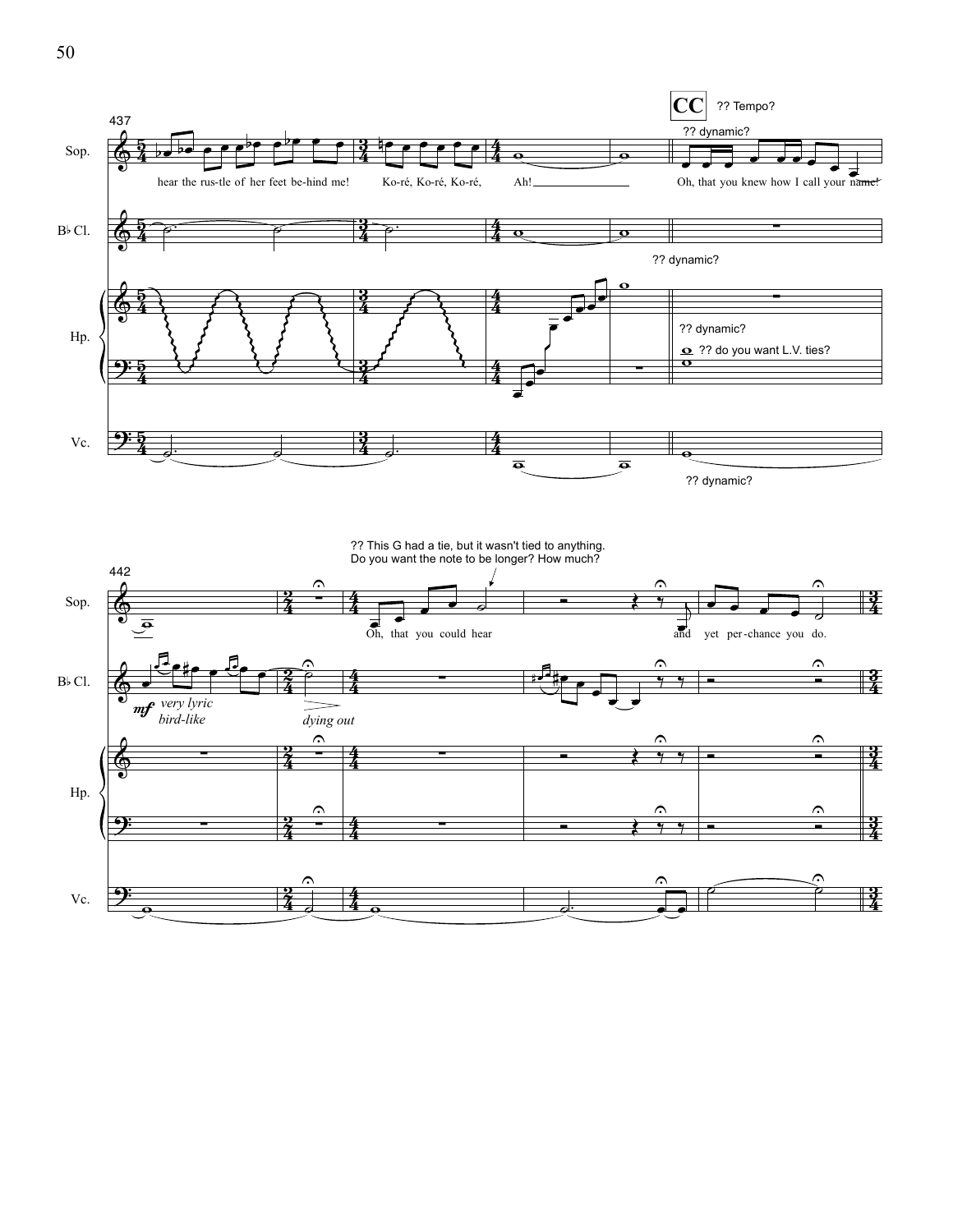437

**CC** ?? Tempo?

?? dynamic?

Sop.: hear the rus-tle of her feet be-hind me! Ko-ré, Ko-ré, Ko-ré, Ah! Oh, that you knew how I call your name!

B♭ Cl.

?? dynamic?

Hp.

?? dynamic?

?? do you want L.V. ties?

Vc.

?? dynamic?

442

?? This G had a tie, but it wasn't tied to anything. Do you want the note to be longer? How much?

Sop.: Oh, that you could hear and yet per-chance you do.

B♭ Cl.: *mf* *very lyric bird-like* *dying out*

Hp.

Vc.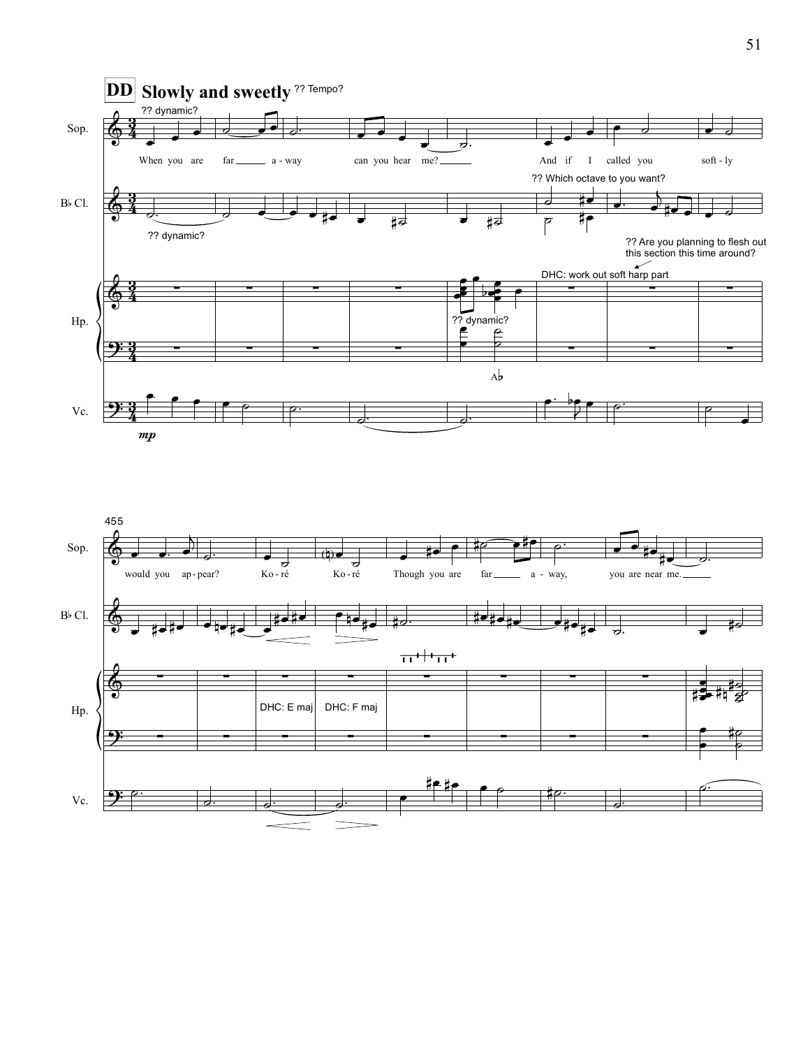**DD** **Slowly and sweetly** ?? Tempo?

?? dynamic?

Sop.: When you are far ___ a - way can you hear me? ___ And if I called you soft - ly

B♭ Cl.: ?? dynamic?

?? Which octave to you want?

?? Are you planning to flesh out this section this time around?

DHC: work out soft harp part

Hp.: ?? dynamic?

A♭

Vc.: *mp*

455

Sop.: would you ap - pear? Ko - ré Ko - ré Though you are far ___ a - way, you are near me. ___

B♭ Cl.

Hp.: DHC: E maj DHC: F maj

Vc.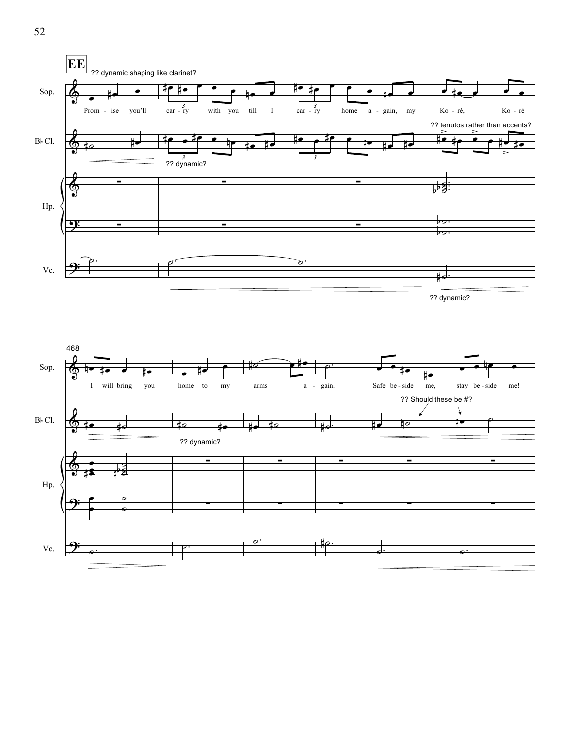**EE**

?? dynamic shaping like clarinet?

Sop.

Prom - ise you'll car - ry with you till I car - ry home a - gain, my Ko - ré, Ko - ré

?? tenutos rather than accents?

B♭ Cl.

?? dynamic?

Hp.

Vc.

?? dynamic?

468

Sop.

I will bring you home to my arms a - gain. Safe be - side me, stay be - side me!

?? Should these be #?

B♭ Cl.

?? dynamic?

Hp.

Vc.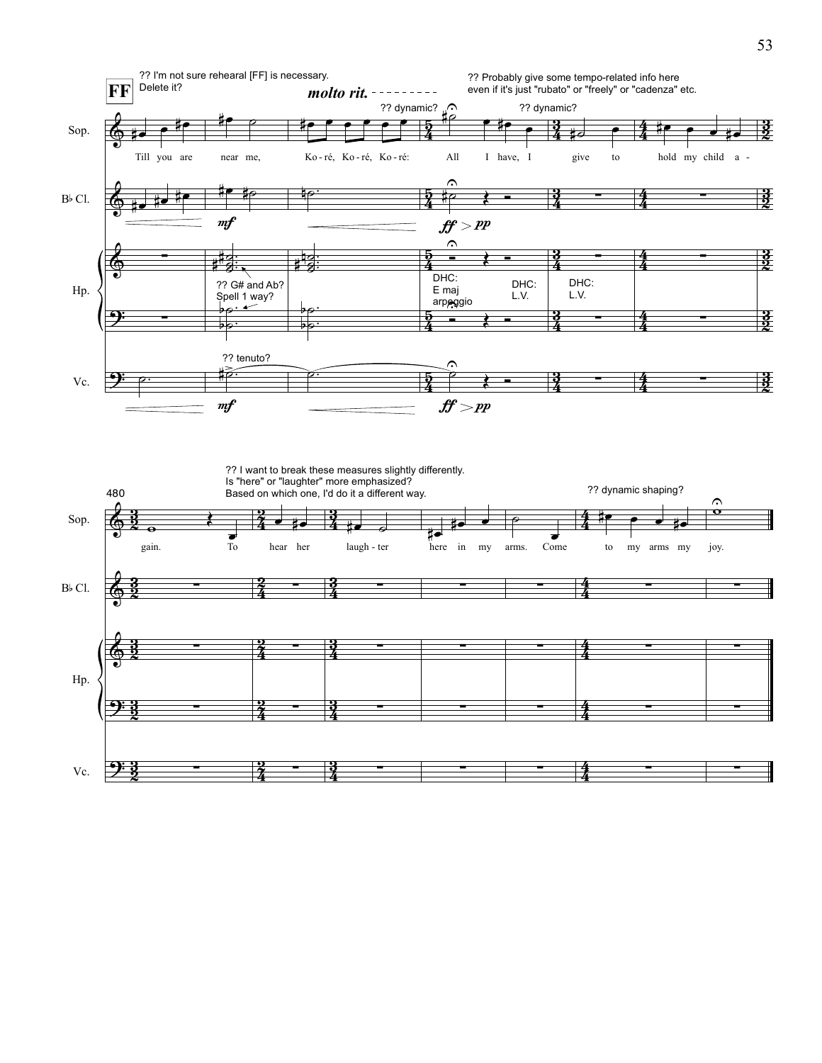**FF**

?? I'm not sure rehearal [FF] is necessary. Delete it?

*molto rit.*

?? Probably give some tempo-related info here even if it's just "rubato" or "freely" or "cadenza" etc.

?? dynamic?

?? dynamic?

Sop.

Till you are near me, Ko-ré, Ko-ré, Ko-ré: All I have, I give to hold my child a-

B♭ Cl.

*mf* *ff* > *pp*

Hp.

?? G# and Ab? Spell 1 way?

DHC: E maj arpeggio

DHC: L.V.

DHC: L.V.

?? tenuto?

Vc.

*mf* *ff* > *pp*

?? I want to break these measures slightly differently. Is "here" or "laughter" more emphasized? Based on which one, I'd do it a different way.

?? dynamic shaping?

480

Sop.

gain. To hear her laugh-ter here in my arms. Come to my arms my joy.

B♭ Cl.

Hp.

Vc.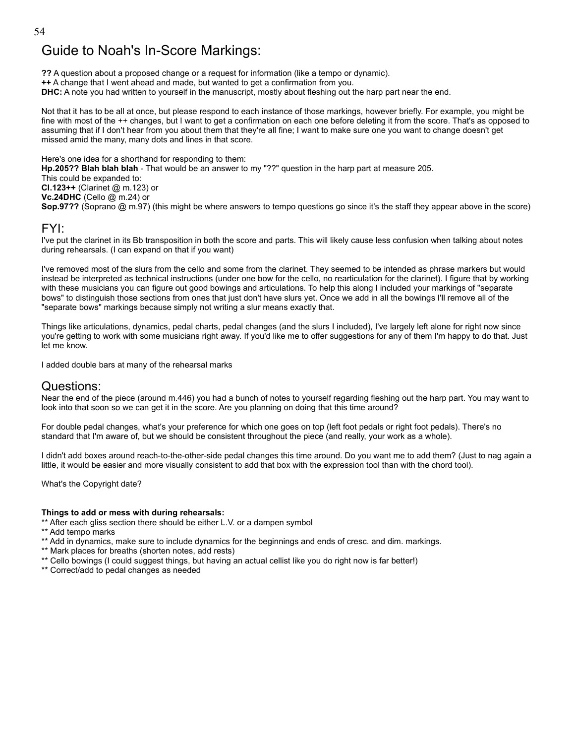# Guide to Noah's In-Score Markings:

**??** A question about a proposed change or a request for information (like a tempo or dynamic).
**++** A change that I went ahead and made, but wanted to get a confirmation from you.
**DHC:** A note you had written to yourself in the manuscript, mostly about fleshing out the harp part near the end.

Not that it has to be all at once, but please respond to each instance of those markings, however briefly. For example, you might be fine with most of the ++ changes, but I want to get a confirmation on each one before deleting it from the score. That's as opposed to assuming that if I don't hear from you about them that they're all fine; I want to make sure one you want to change doesn't get missed amid the many, many dots and lines in that score.

Here's one idea for a shorthand for responding to them:
**Hp.205?? Blah blah blah** - That would be an answer to my "??" question in the harp part at measure 205.
This could be expanded to:
**Cl.123++** (Clarinet @ m.123) or
**Vc.24DHC** (Cello @ m.24) or
**Sop.97??** (Soprano @ m.97) (this might be where answers to tempo questions go since it's the staff they appear above in the score)

## FYI:

I've put the clarinet in its Bb transposition in both the score and parts. This will likely cause less confusion when talking about notes during rehearsals. (I can expand on that if you want)

I've removed most of the slurs from the cello and some from the clarinet. They seemed to be intended as phrase markers but would instead be interpreted as technical instructions (under one bow for the cello, no rearticulation for the clarinet). I figure that by working with these musicians you can figure out good bowings and articulations. To help this along I included your markings of "separate bows" to distinguish those sections from ones that just don't have slurs yet. Once we add in all the bowings I'll remove all of the "separate bows" markings because simply not writing a slur means exactly that.

Things like articulations, dynamics, pedal charts, pedal changes (and the slurs I included), I've largely left alone for right now since you're getting to work with some musicians right away. If you'd like me to offer suggestions for any of them I'm happy to do that. Just let me know.

I added double bars at many of the rehearsal marks

## Questions:

Near the end of the piece (around m.446) you had a bunch of notes to yourself regarding fleshing out the harp part. You may want to look into that soon so we can get it in the score. Are you planning on doing that this time around?

For double pedal changes, what's your preference for which one goes on top (left foot pedals or right foot pedals). There's no standard that I'm aware of, but we should be consistent throughout the piece (and really, your work as a whole).

I didn't add boxes around reach-to-the-other-side pedal changes this time around. Do you want me to add them? (Just to nag again a little, it would be easier and more visually consistent to add that box with the expression tool than with the chord tool).

What's the Copyright date?

**Things to add or mess with during rehearsals:**
** After each gliss section there should be either L.V. or a dampen symbol
** Add tempo marks
** Add in dynamics, make sure to include dynamics for the beginnings and ends of cresc. and dim. markings.
** Mark places for breaths (shorten notes, add rests)
** Cello bowings (I could suggest things, but having an actual cellist like you do right now is far better!)
** Correct/add to pedal changes as needed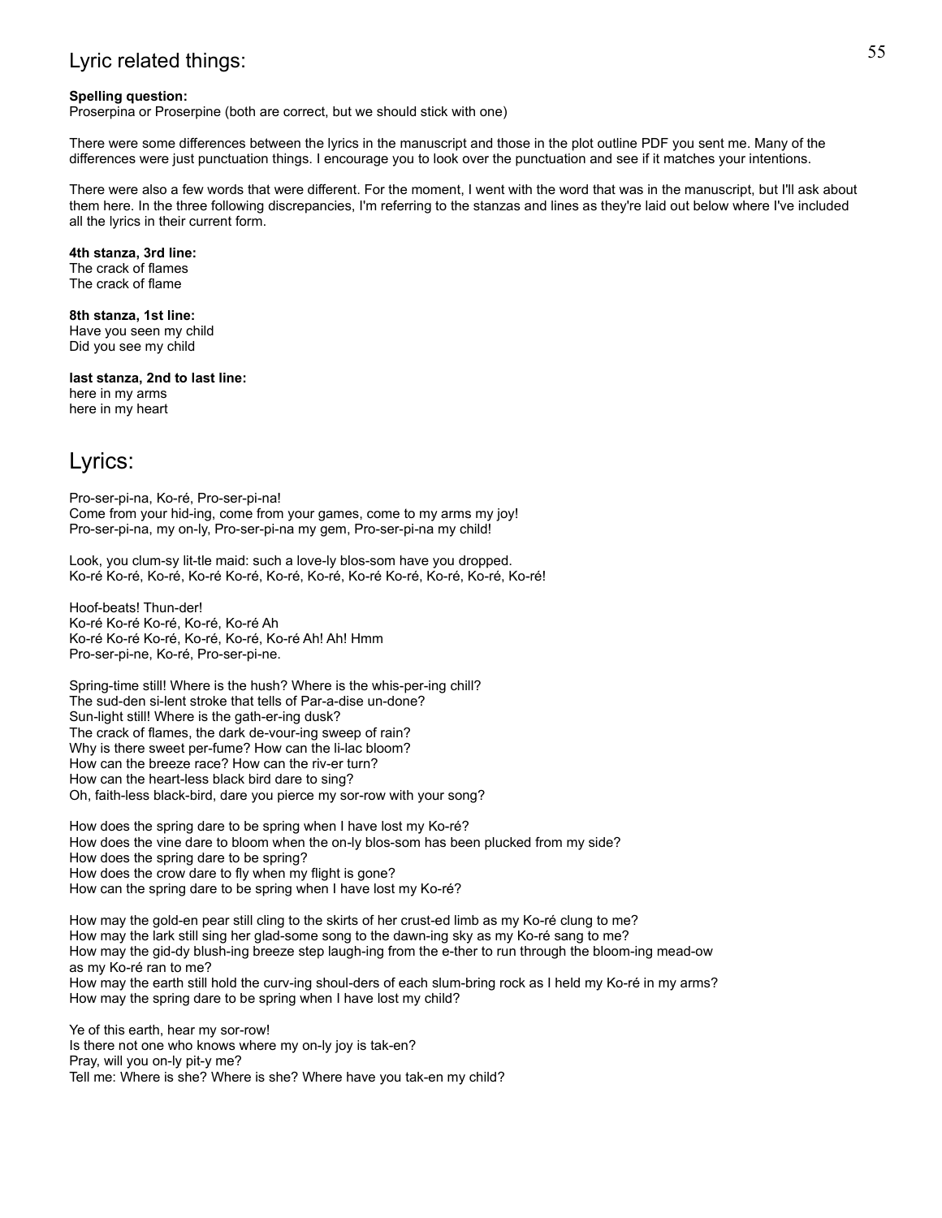## Lyric related things:

**Spelling question:**
Proserpina or Proserpine (both are correct, but we should stick with one)

There were some differences between the lyrics in the manuscript and those in the plot outline PDF you sent me. Many of the differences were just punctuation things. I encourage you to look over the punctuation and see if it matches your intentions.

There were also a few words that were different. For the moment, I went with the word that was in the manuscript, but I'll ask about them here. In the three following discrepancies, I'm referring to the stanzas and lines as they're laid out below where I've included all the lyrics in their current form.

**4th stanza, 3rd line:**
The crack of flames
The crack of flame

**8th stanza, 1st line:**
Have you seen my child
Did you see my child

**last stanza, 2nd to last line:**
here in my arms
here in my heart

## Lyrics:

Pro-ser-pi-na, Ko-ré, Pro-ser-pi-na!
Come from your hid-ing, come from your games, come to my arms my joy!
Pro-ser-pi-na, my on-ly, Pro-ser-pi-na my gem, Pro-ser-pi-na my child!

Look, you clum-sy lit-tle maid: such a love-ly blos-som have you dropped.
Ko-ré Ko-ré, Ko-ré, Ko-ré Ko-ré, Ko-ré, Ko-ré, Ko-ré Ko-ré, Ko-ré, Ko-ré, Ko-ré!

Hoof-beats! Thun-der!
Ko-ré Ko-ré Ko-ré, Ko-ré, Ko-ré Ah
Ko-ré Ko-ré Ko-ré, Ko-ré, Ko-ré, Ko-ré Ah! Ah! Hmm
Pro-ser-pi-ne, Ko-ré, Pro-ser-pi-ne.

Spring-time still! Where is the hush? Where is the whis-per-ing chill?
The sud-den si-lent stroke that tells of Par-a-dise un-done?
Sun-light still! Where is the gath-er-ing dusk?
The crack of flames, the dark de-vour-ing sweep of rain?
Why is there sweet per-fume? How can the li-lac bloom?
How can the breeze race? How can the riv-er turn?
How can the heart-less black bird dare to sing?
Oh, faith-less black-bird, dare you pierce my sor-row with your song?

How does the spring dare to be spring when I have lost my Ko-ré?
How does the vine dare to bloom when the on-ly blos-som has been plucked from my side?
How does the spring dare to be spring?
How does the crow dare to fly when my flight is gone?
How can the spring dare to be spring when I have lost my Ko-ré?

How may the gold-en pear still cling to the skirts of her crust-ed limb as my Ko-ré clung to me?
How may the lark still sing her glad-some song to the dawn-ing sky as my Ko-ré sang to me?
How may the gid-dy blush-ing breeze step laugh-ing from the e-ther to run through the bloom-ing mead-ow as my Ko-ré ran to me?
How may the earth still hold the curv-ing shoul-ders of each slum-bring rock as I held my Ko-ré in my arms?
How may the spring dare to be spring when I have lost my child?

Ye of this earth, hear my sor-row!
Is there not one who knows where my on-ly joy is tak-en?
Pray, will you on-ly pit-y me?
Tell me: Where is she? Where is she? Where have you tak-en my child?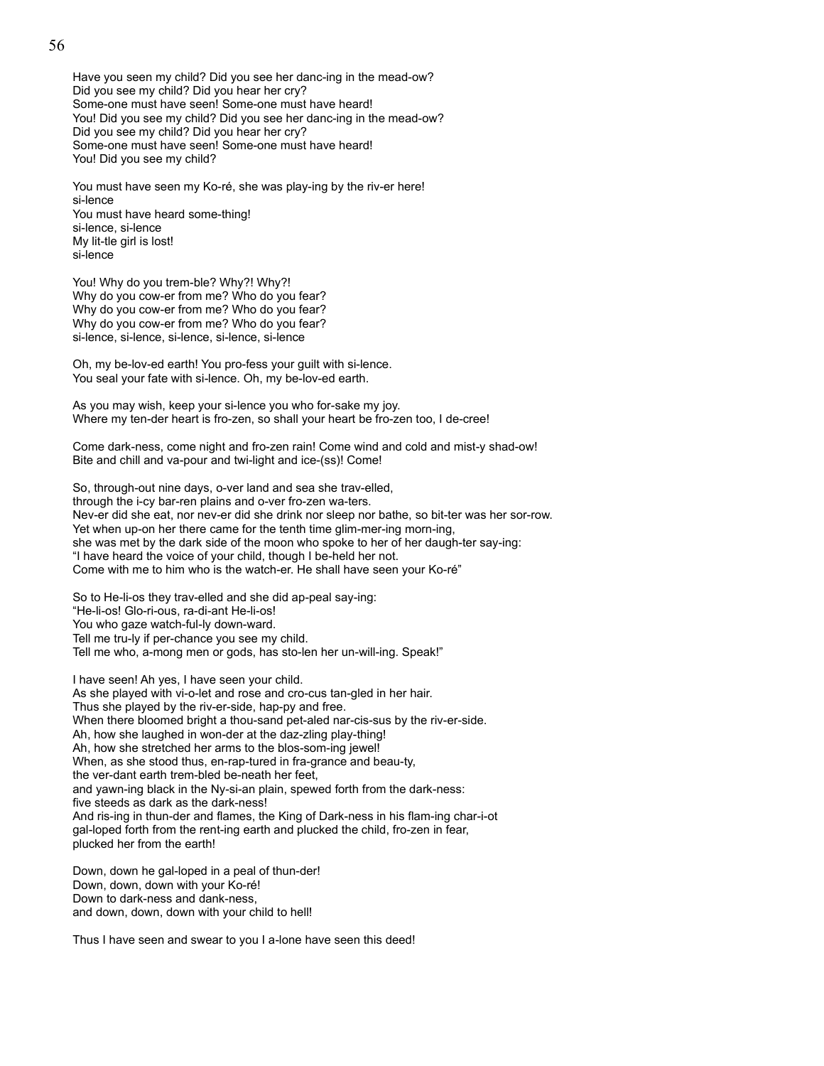Have you seen my child? Did you see her danc-ing in the mead-ow?
Did you see my child? Did you hear her cry?
Some-one must have seen! Some-one must have heard!
You! Did you see my child? Did you see her danc-ing in the mead-ow?
Did you see my child? Did you hear her cry?
Some-one must have seen! Some-one must have heard!
You! Did you see my child?

You must have seen my Ko-ré, she was play-ing by the riv-er here!
si-lence
You must have heard some-thing!
si-lence, si-lence
My lit-tle girl is lost!
si-lence

You! Why do you trem-ble? Why?! Why?!
Why do you cow-er from me? Who do you fear?
Why do you cow-er from me? Who do you fear?
Why do you cow-er from me? Who do you fear?
si-lence, si-lence, si-lence, si-lence, si-lence

Oh, my be-lov-ed earth! You pro-fess your guilt with si-lence.
You seal your fate with si-lence. Oh, my be-lov-ed earth.

As you may wish, keep your si-lence you who for-sake my joy.
Where my ten-der heart is fro-zen, so shall your heart be fro-zen too, I de-cree!

Come dark-ness, come night and fro-zen rain! Come wind and cold and mist-y shad-ow!
Bite and chill and va-pour and twi-light and ice-(ss)! Come!

So, through-out nine days, o-ver land and sea she trav-elled,
through the i-cy bar-ren plains and o-ver fro-zen wa-ters.
Nev-er did she eat, nor nev-er did she drink nor sleep nor bathe, so bit-ter was her sor-row.
Yet when up-on her there came for the tenth time glim-mer-ing morn-ing,
she was met by the dark side of the moon who spoke to her of her daugh-ter say-ing:
"I have heard the voice of your child, though I be-held her not.
Come with me to him who is the watch-er. He shall have seen your Ko-ré"

So to He-li-os they trav-elled and she did ap-peal say-ing:
"He-li-os! Glo-ri-ous, ra-di-ant He-li-os!
You who gaze watch-ful-ly down-ward.
Tell me tru-ly if per-chance you see my child.
Tell me who, a-mong men or gods, has sto-len her un-will-ing. Speak!"

I have seen! Ah yes, I have seen your child.
As she played with vi-o-let and rose and cro-cus tan-gled in her hair.
Thus she played by the riv-er-side, hap-py and free.
When there bloomed bright a thou-sand pet-aled nar-cis-sus by the riv-er-side.
Ah, how she laughed in won-der at the daz-zling play-thing!
Ah, how she stretched her arms to the blos-som-ing jewel!
When, as she stood thus, en-rap-tured in fra-grance and beau-ty,
the ver-dant earth trem-bled be-neath her feet,
and yawn-ing black in the Ny-si-an plain, spewed forth from the dark-ness:
five steeds as dark as the dark-ness!
And ris-ing in thun-der and flames, the King of Dark-ness in his flam-ing char-i-ot
gal-loped forth from the rent-ing earth and plucked the child, fro-zen in fear,
plucked her from the earth!

Down, down he gal-loped in a peal of thun-der!
Down, down, down with your Ko-ré!
Down to dark-ness and dank-ness,
and down, down, down with your child to hell!

Thus I have seen and swear to you I a-lone have seen this deed!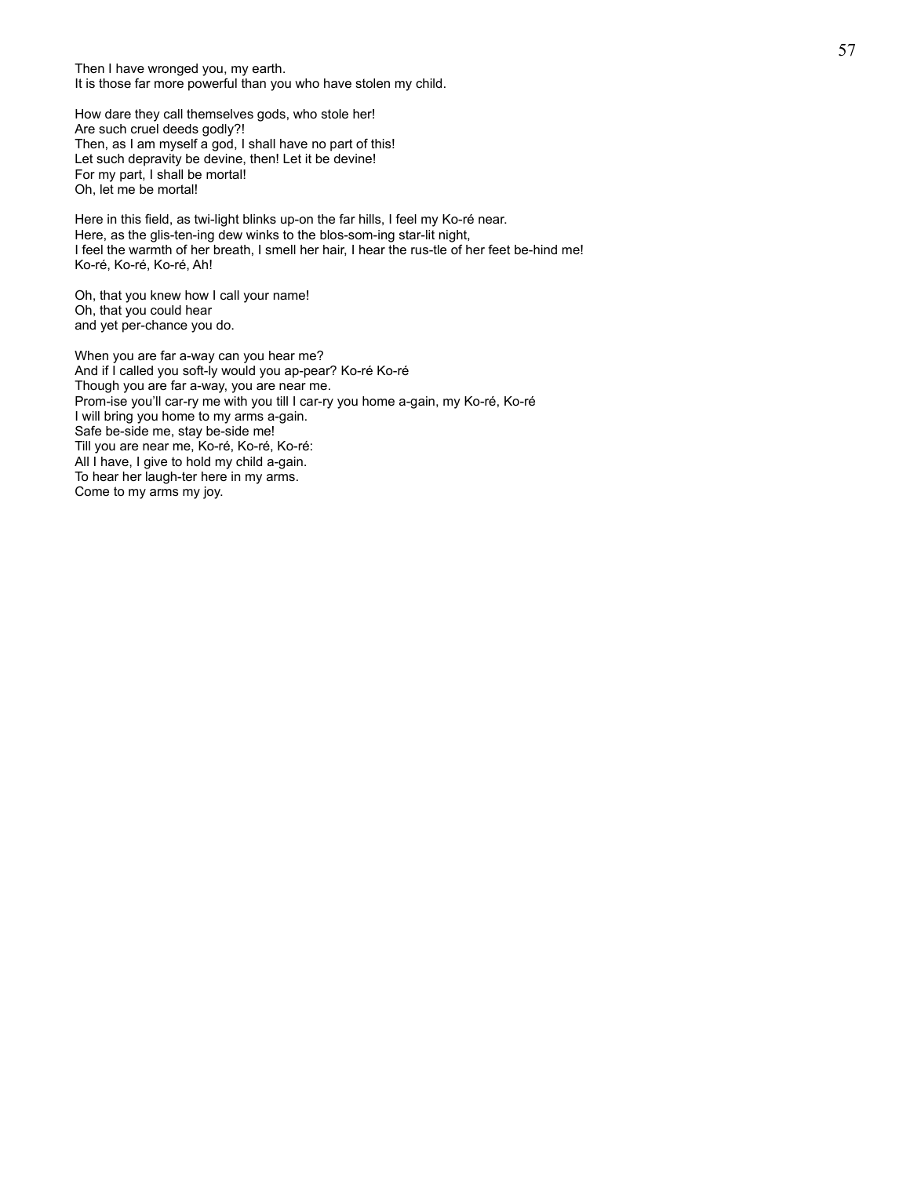Then I have wronged you, my earth.
It is those far more powerful than you who have stolen my child.

How dare they call themselves gods, who stole her!
Are such cruel deeds godly?!
Then, as I am myself a god, I shall have no part of this!
Let such depravity be devine, then! Let it be devine!
For my part, I shall be mortal!
Oh, let me be mortal!

Here in this field, as twi-light blinks up-on the far hills, I feel my Ko-ré near.
Here, as the glis-ten-ing dew winks to the blos-som-ing star-lit night,
I feel the warmth of her breath, I smell her hair, I hear the rus-tle of her feet be-hind me!
Ko-ré, Ko-ré, Ko-ré, Ah!

Oh, that you knew how I call your name!
Oh, that you could hear
and yet per-chance you do.

When you are far a-way can you hear me?
And if I called you soft-ly would you ap-pear? Ko-ré Ko-ré
Though you are far a-way, you are near me.
Prom-ise you'll car-ry me with you till I car-ry you home a-gain, my Ko-ré, Ko-ré
I will bring you home to my arms a-gain.
Safe be-side me, stay be-side me!
Till you are near me, Ko-ré, Ko-ré, Ko-ré:
All I have, I give to hold my child a-gain.
To hear her laugh-ter here in my arms.
Come to my arms my joy.